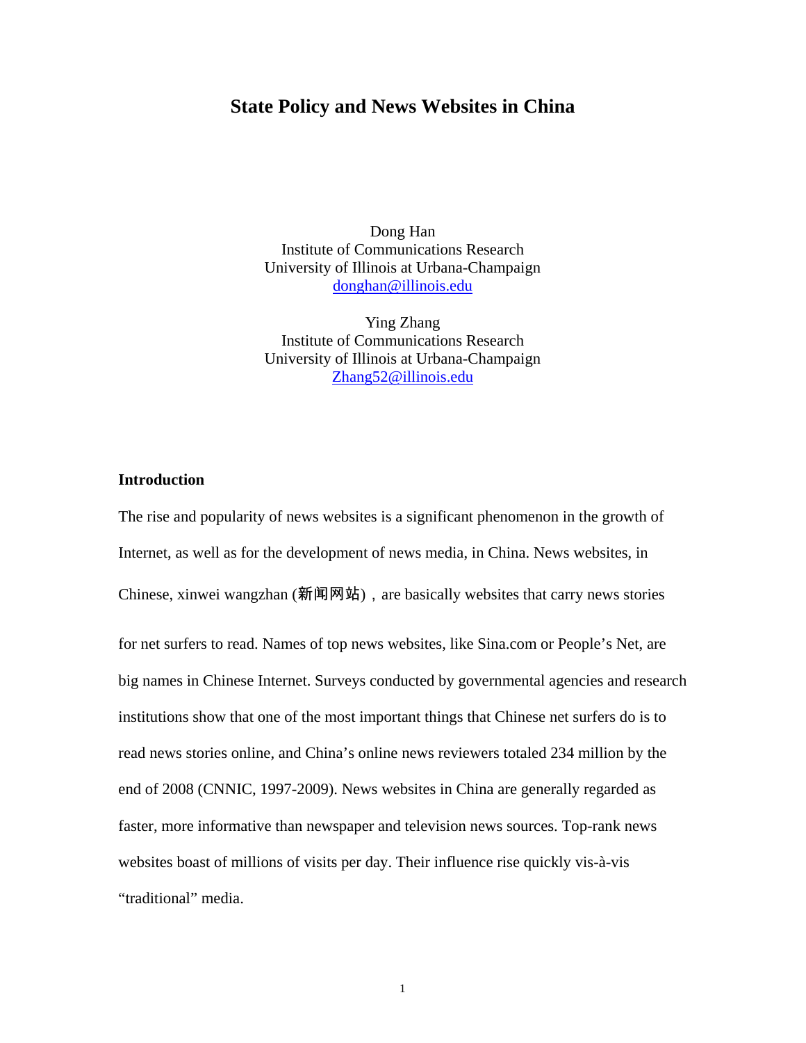# State Policy and News Websites in China

Dong Han
Institute of Communications Research
University of Illinois at Urbana-Champaign
donghan@illinois.edu

Ying Zhang
Institute of Communications Research
University of Illinois at Urbana-Champaign
Zhang52@illinois.edu

## Introduction

The rise and popularity of news websites is a significant phenomenon in the growth of Internet, as well as for the development of news media, in China. News websites, in Chinese, xinwei wangzhan (新闻网站)，are basically websites that carry news stories for net surfers to read. Names of top news websites, like Sina.com or People's Net, are big names in Chinese Internet. Surveys conducted by governmental agencies and research institutions show that one of the most important things that Chinese net surfers do is to read news stories online, and China's online news reviewers totaled 234 million by the end of 2008 (CNNIC, 1997-2009). News websites in China are generally regarded as faster, more informative than newspaper and television news sources. Top-rank news websites boast of millions of visits per day. Their influence rise quickly vis-à-vis "traditional" media.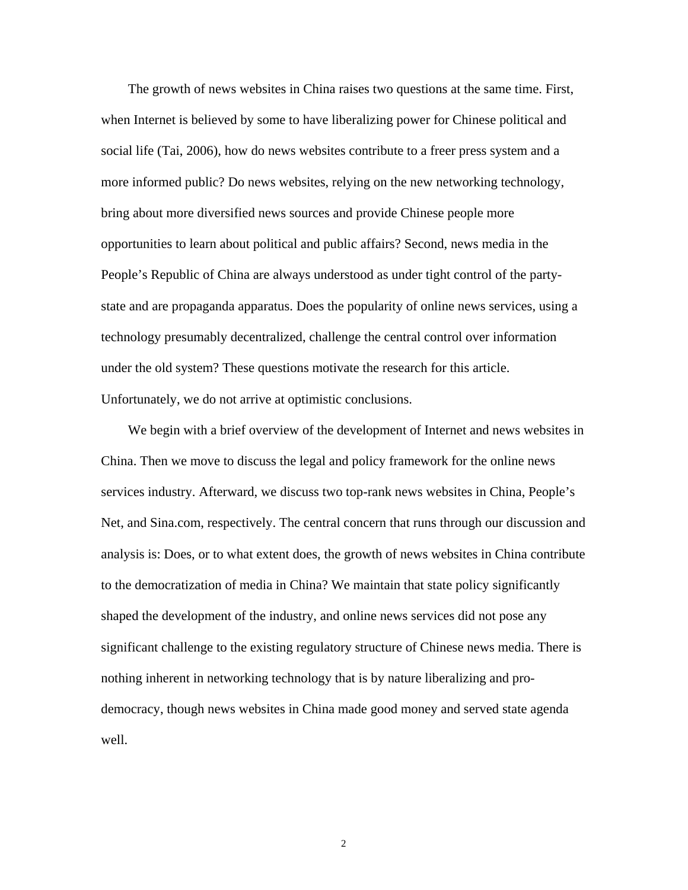The growth of news websites in China raises two questions at the same time. First, when Internet is believed by some to have liberalizing power for Chinese political and social life (Tai, 2006), how do news websites contribute to a freer press system and a more informed public? Do news websites, relying on the new networking technology, bring about more diversified news sources and provide Chinese people more opportunities to learn about political and public affairs? Second, news media in the People's Republic of China are always understood as under tight control of the party-state and are propaganda apparatus. Does the popularity of online news services, using a technology presumably decentralized, challenge the central control over information under the old system? These questions motivate the research for this article. Unfortunately, we do not arrive at optimistic conclusions.

We begin with a brief overview of the development of Internet and news websites in China. Then we move to discuss the legal and policy framework for the online news services industry. Afterward, we discuss two top-rank news websites in China, People's Net, and Sina.com, respectively. The central concern that runs through our discussion and analysis is: Does, or to what extent does, the growth of news websites in China contribute to the democratization of media in China? We maintain that state policy significantly shaped the development of the industry, and online news services did not pose any significant challenge to the existing regulatory structure of Chinese news media. There is nothing inherent in networking technology that is by nature liberalizing and pro-democracy, though news websites in China made good money and served state agenda well.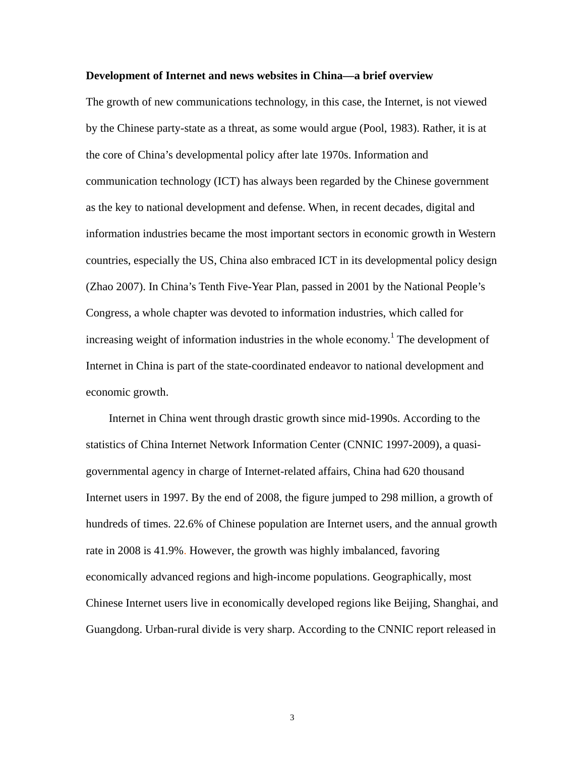**Development of Internet and news websites in China—a brief overview**

The growth of new communications technology, in this case, the Internet, is not viewed by the Chinese party-state as a threat, as some would argue (Pool, 1983). Rather, it is at the core of China's developmental policy after late 1970s. Information and communication technology (ICT) has always been regarded by the Chinese government as the key to national development and defense. When, in recent decades, digital and information industries became the most important sectors in economic growth in Western countries, especially the US, China also embraced ICT in its developmental policy design (Zhao 2007). In China's Tenth Five-Year Plan, passed in 2001 by the National People's Congress, a whole chapter was devoted to information industries, which called for increasing weight of information industries in the whole economy.[1] The development of Internet in China is part of the state-coordinated endeavor to national development and economic growth.

Internet in China went through drastic growth since mid-1990s. According to the statistics of China Internet Network Information Center (CNNIC 1997-2009), a quasi-governmental agency in charge of Internet-related affairs, China had 620 thousand Internet users in 1997. By the end of 2008, the figure jumped to 298 million, a growth of hundreds of times. 22.6% of Chinese population are Internet users, and the annual growth rate in 2008 is 41.9%. However, the growth was highly imbalanced, favoring economically advanced regions and high-income populations. Geographically, most Chinese Internet users live in economically developed regions like Beijing, Shanghai, and Guangdong. Urban-rural divide is very sharp. According to the CNNIC report released in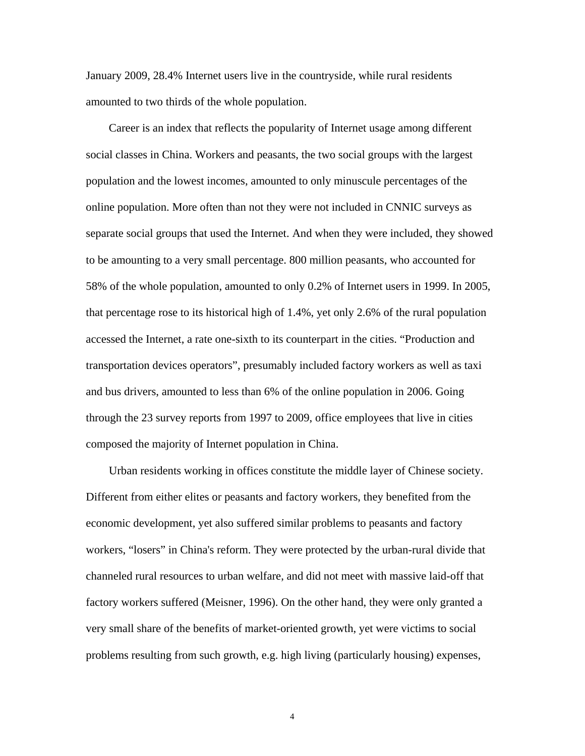January 2009, 28.4% Internet users live in the countryside, while rural residents amounted to two thirds of the whole population.

Career is an index that reflects the popularity of Internet usage among different social classes in China. Workers and peasants, the two social groups with the largest population and the lowest incomes, amounted to only minuscule percentages of the online population. More often than not they were not included in CNNIC surveys as separate social groups that used the Internet. And when they were included, they showed to be amounting to a very small percentage. 800 million peasants, who accounted for 58% of the whole population, amounted to only 0.2% of Internet users in 1999. In 2005, that percentage rose to its historical high of 1.4%, yet only 2.6% of the rural population accessed the Internet, a rate one-sixth to its counterpart in the cities. “Production and transportation devices operators”, presumably included factory workers as well as taxi and bus drivers, amounted to less than 6% of the online population in 2006. Going through the 23 survey reports from 1997 to 2009, office employees that live in cities composed the majority of Internet population in China.

Urban residents working in offices constitute the middle layer of Chinese society. Different from either elites or peasants and factory workers, they benefited from the economic development, yet also suffered similar problems to peasants and factory workers, “losers” in China's reform. They were protected by the urban-rural divide that channeled rural resources to urban welfare, and did not meet with massive laid-off that factory workers suffered (Meisner, 1996). On the other hand, they were only granted a very small share of the benefits of market-oriented growth, yet were victims to social problems resulting from such growth, e.g. high living (particularly housing) expenses,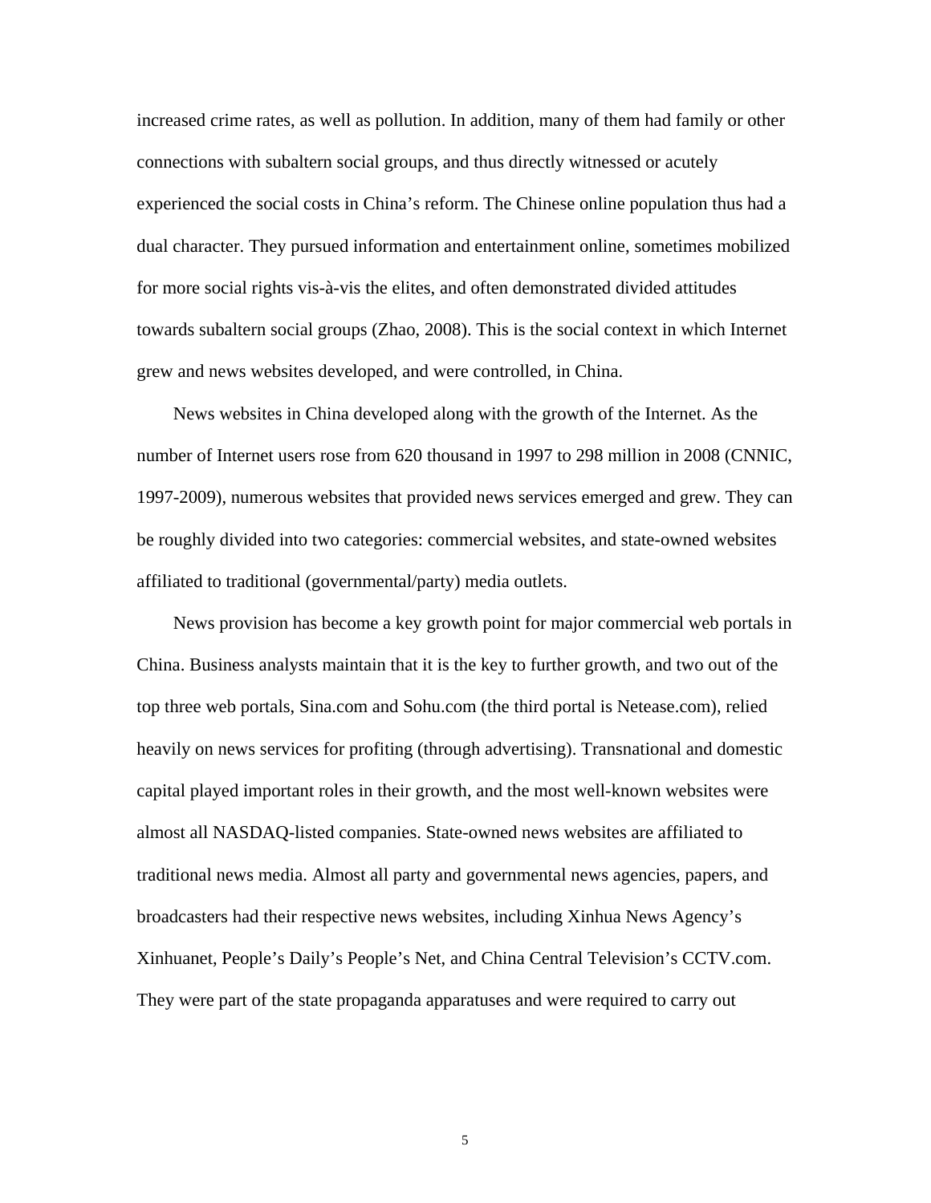increased crime rates, as well as pollution. In addition, many of them had family or other connections with subaltern social groups, and thus directly witnessed or acutely experienced the social costs in China's reform. The Chinese online population thus had a dual character. They pursued information and entertainment online, sometimes mobilized for more social rights vis-à-vis the elites, and often demonstrated divided attitudes towards subaltern social groups (Zhao, 2008). This is the social context in which Internet grew and news websites developed, and were controlled, in China.

News websites in China developed along with the growth of the Internet. As the number of Internet users rose from 620 thousand in 1997 to 298 million in 2008 (CNNIC, 1997-2009), numerous websites that provided news services emerged and grew. They can be roughly divided into two categories: commercial websites, and state-owned websites affiliated to traditional (governmental/party) media outlets.

News provision has become a key growth point for major commercial web portals in China. Business analysts maintain that it is the key to further growth, and two out of the top three web portals, Sina.com and Sohu.com (the third portal is Netease.com), relied heavily on news services for profiting (through advertising). Transnational and domestic capital played important roles in their growth, and the most well-known websites were almost all NASDAQ-listed companies. State-owned news websites are affiliated to traditional news media. Almost all party and governmental news agencies, papers, and broadcasters had their respective news websites, including Xinhua News Agency's Xinhuanet, People's Daily's People's Net, and China Central Television's CCTV.com. They were part of the state propaganda apparatuses and were required to carry out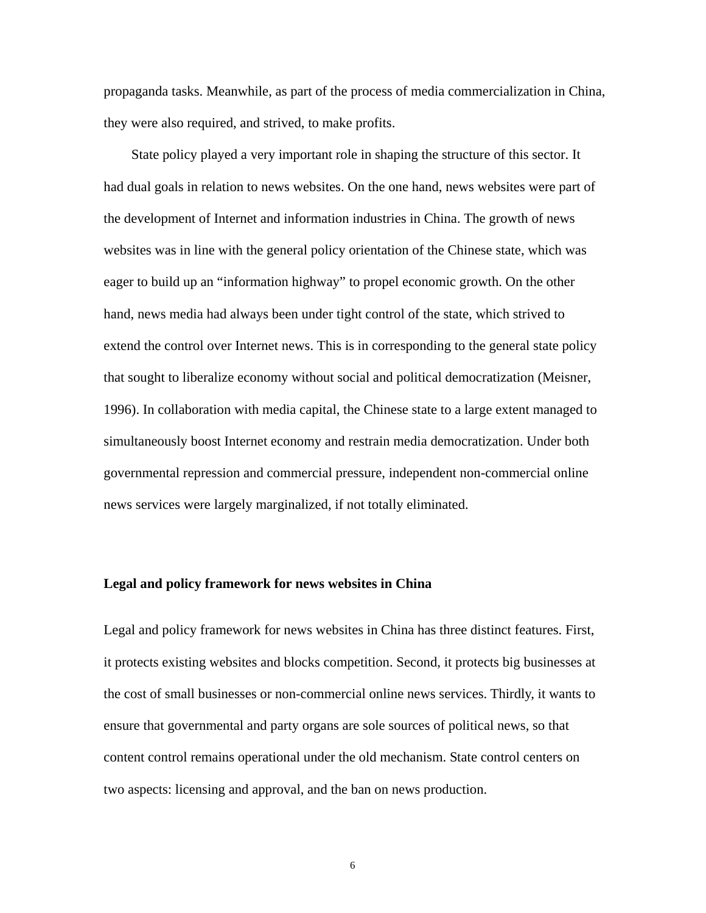propaganda tasks. Meanwhile, as part of the process of media commercialization in China, they were also required, and strived, to make profits.

State policy played a very important role in shaping the structure of this sector. It had dual goals in relation to news websites. On the one hand, news websites were part of the development of Internet and information industries in China. The growth of news websites was in line with the general policy orientation of the Chinese state, which was eager to build up an "information highway" to propel economic growth. On the other hand, news media had always been under tight control of the state, which strived to extend the control over Internet news. This is in corresponding to the general state policy that sought to liberalize economy without social and political democratization (Meisner, 1996). In collaboration with media capital, the Chinese state to a large extent managed to simultaneously boost Internet economy and restrain media democratization. Under both governmental repression and commercial pressure, independent non-commercial online news services were largely marginalized, if not totally eliminated.

## Legal and policy framework for news websites in China

Legal and policy framework for news websites in China has three distinct features. First, it protects existing websites and blocks competition. Second, it protects big businesses at the cost of small businesses or non-commercial online news services. Thirdly, it wants to ensure that governmental and party organs are sole sources of political news, so that content control remains operational under the old mechanism. State control centers on two aspects: licensing and approval, and the ban on news production.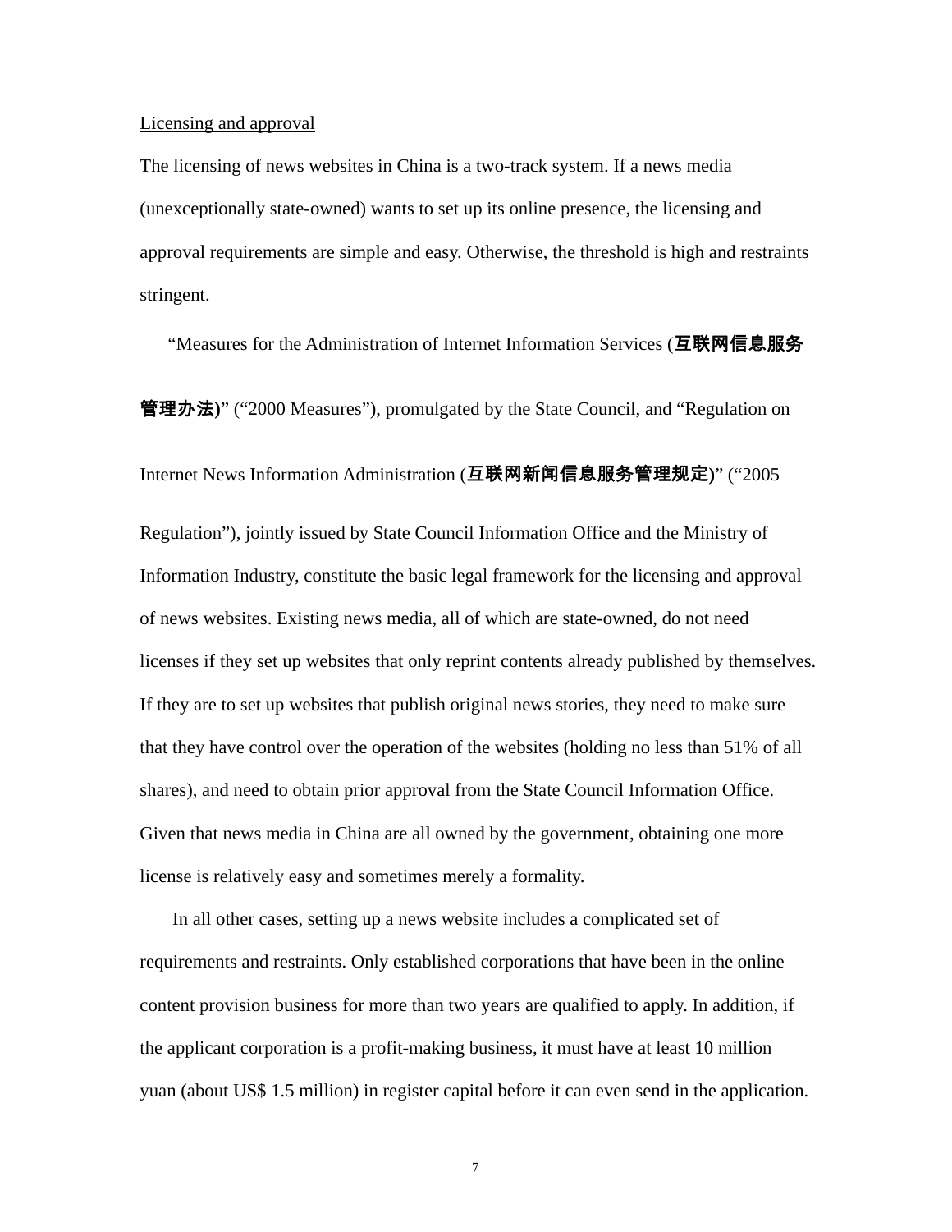Licensing and approval

The licensing of news websites in China is a two-track system. If a news media (unexceptionally state-owned) wants to set up its online presence, the licensing and approval requirements are simple and easy. Otherwise, the threshold is high and restraints stringent.

"Measures for the Administration of Internet Information Services (**互联网信息服务管理办法**)" ("2000 Measures"), promulgated by the State Council, and "Regulation on Internet News Information Administration (**互联网新闻信息服务管理规定**)" ("2005 Regulation"), jointly issued by State Council Information Office and the Ministry of Information Industry, constitute the basic legal framework for the licensing and approval of news websites. Existing news media, all of which are state-owned, do not need licenses if they set up websites that only reprint contents already published by themselves. If they are to set up websites that publish original news stories, they need to make sure that they have control over the operation of the websites (holding no less than 51% of all shares), and need to obtain prior approval from the State Council Information Office. Given that news media in China are all owned by the government, obtaining one more license is relatively easy and sometimes merely a formality.

In all other cases, setting up a news website includes a complicated set of requirements and restraints. Only established corporations that have been in the online content provision business for more than two years are qualified to apply. In addition, if the applicant corporation is a profit-making business, it must have at least 10 million yuan (about US$ 1.5 million) in register capital before it can even send in the application.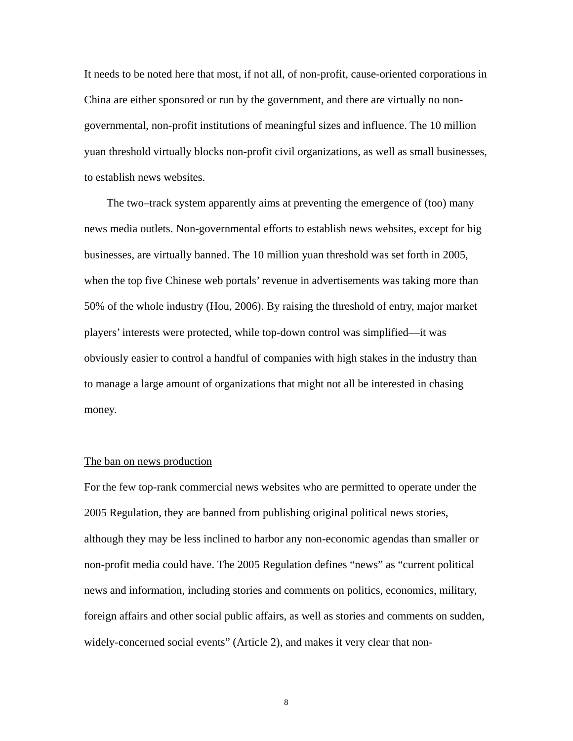It needs to be noted here that most, if not all, of non-profit, cause-oriented corporations in China are either sponsored or run by the government, and there are virtually no non-governmental, non-profit institutions of meaningful sizes and influence. The 10 million yuan threshold virtually blocks non-profit civil organizations, as well as small businesses, to establish news websites.

The two–track system apparently aims at preventing the emergence of (too) many news media outlets. Non-governmental efforts to establish news websites, except for big businesses, are virtually banned. The 10 million yuan threshold was set forth in 2005, when the top five Chinese web portals' revenue in advertisements was taking more than 50% of the whole industry (Hou, 2006). By raising the threshold of entry, major market players' interests were protected, while top-down control was simplified—it was obviously easier to control a handful of companies with high stakes in the industry than to manage a large amount of organizations that might not all be interested in chasing money.

### The ban on news production

For the few top-rank commercial news websites who are permitted to operate under the 2005 Regulation, they are banned from publishing original political news stories, although they may be less inclined to harbor any non-economic agendas than smaller or non-profit media could have. The 2005 Regulation defines "news" as "current political news and information, including stories and comments on politics, economics, military, foreign affairs and other social public affairs, as well as stories and comments on sudden, widely-concerned social events" (Article 2), and makes it very clear that non-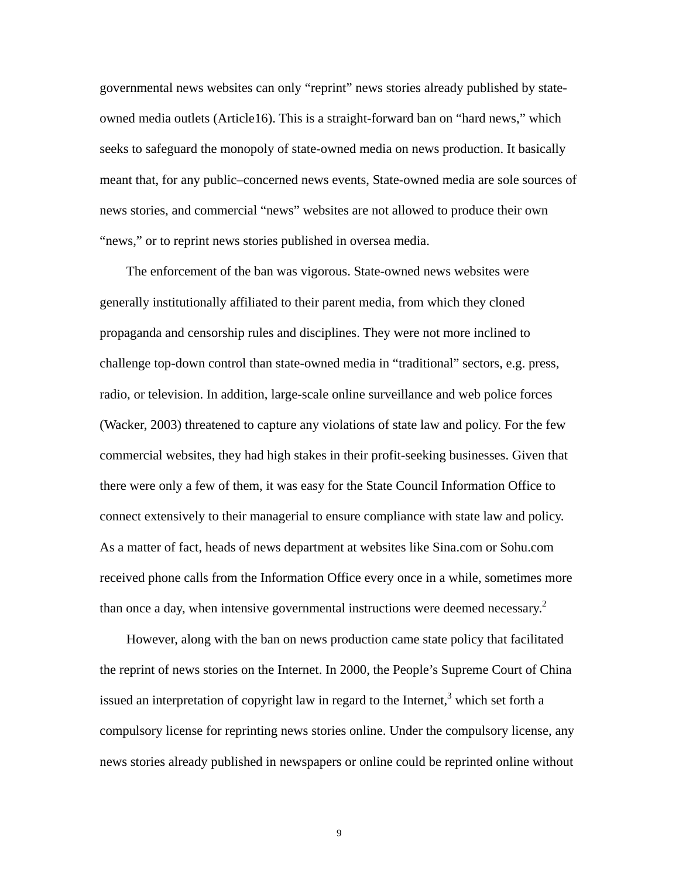governmental news websites can only "reprint" news stories already published by state-owned media outlets (Article16). This is a straight-forward ban on "hard news," which seeks to safeguard the monopoly of state-owned media on news production. It basically meant that, for any public–concerned news events, State-owned media are sole sources of news stories, and commercial "news" websites are not allowed to produce their own "news," or to reprint news stories published in oversea media.

The enforcement of the ban was vigorous. State-owned news websites were generally institutionally affiliated to their parent media, from which they cloned propaganda and censorship rules and disciplines. They were not more inclined to challenge top-down control than state-owned media in "traditional" sectors, e.g. press, radio, or television. In addition, large-scale online surveillance and web police forces (Wacker, 2003) threatened to capture any violations of state law and policy. For the few commercial websites, they had high stakes in their profit-seeking businesses. Given that there were only a few of them, it was easy for the State Council Information Office to connect extensively to their managerial to ensure compliance with state law and policy. As a matter of fact, heads of news department at websites like Sina.com or Sohu.com received phone calls from the Information Office every once in a while, sometimes more than once a day, when intensive governmental instructions were deemed necessary.[2]

However, along with the ban on news production came state policy that facilitated the reprint of news stories on the Internet. In 2000, the People's Supreme Court of China issued an interpretation of copyright law in regard to the Internet,[3] which set forth a compulsory license for reprinting news stories online. Under the compulsory license, any news stories already published in newspapers or online could be reprinted online without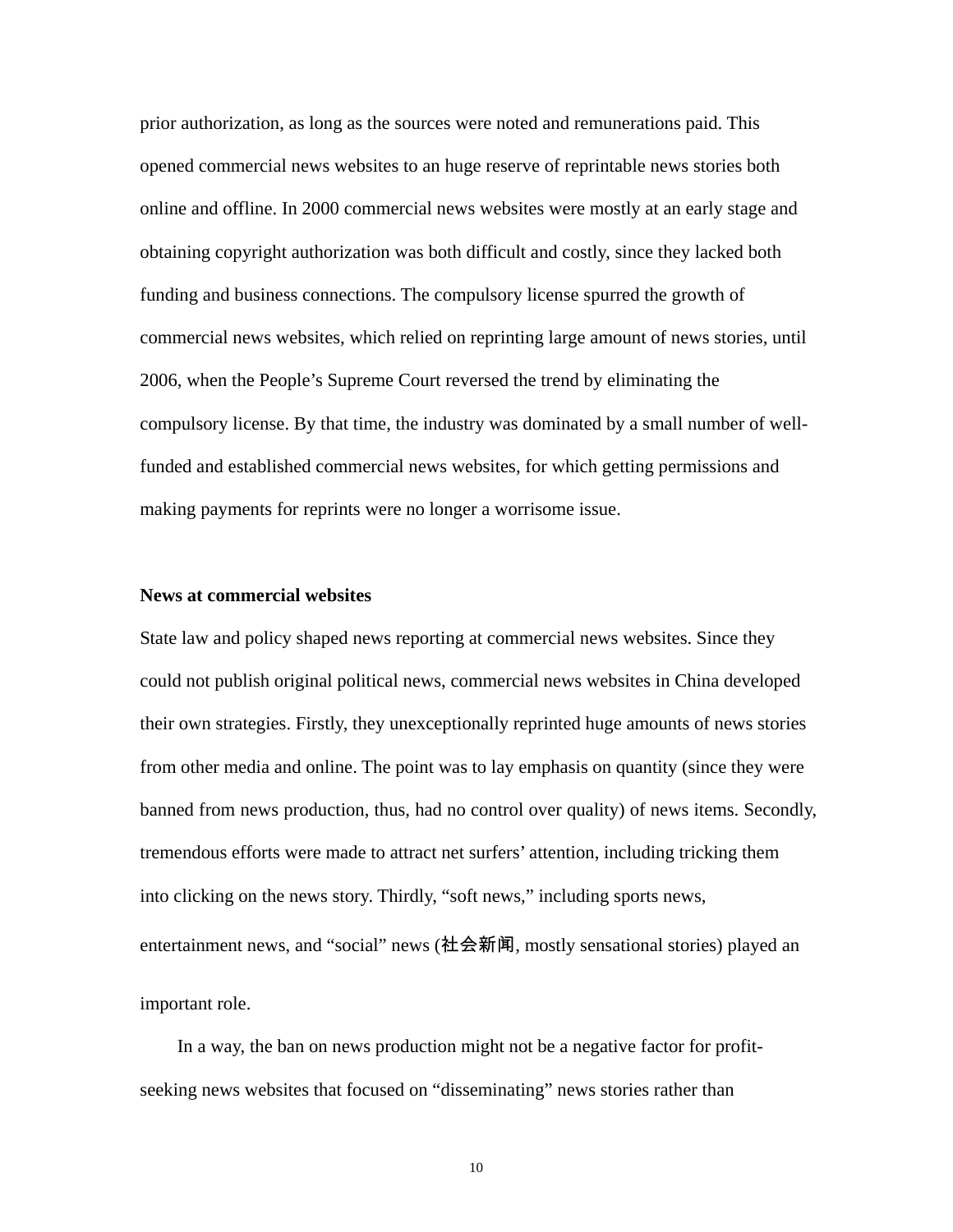prior authorization, as long as the sources were noted and remunerations paid. This opened commercial news websites to an huge reserve of reprintable news stories both online and offline. In 2000 commercial news websites were mostly at an early stage and obtaining copyright authorization was both difficult and costly, since they lacked both funding and business connections. The compulsory license spurred the growth of commercial news websites, which relied on reprinting large amount of news stories, until 2006, when the People's Supreme Court reversed the trend by eliminating the compulsory license. By that time, the industry was dominated by a small number of well-funded and established commercial news websites, for which getting permissions and making payments for reprints were no longer a worrisome issue.

**News at commercial websites**

State law and policy shaped news reporting at commercial news websites. Since they could not publish original political news, commercial news websites in China developed their own strategies. Firstly, they unexceptionally reprinted huge amounts of news stories from other media and online. The point was to lay emphasis on quantity (since they were banned from news production, thus, had no control over quality) of news items. Secondly, tremendous efforts were made to attract net surfers' attention, including tricking them into clicking on the news story. Thirdly, "soft news," including sports news, entertainment news, and "social" news (社会新闻, mostly sensational stories) played an important role.

In a way, the ban on news production might not be a negative factor for profit-seeking news websites that focused on "disseminating" news stories rather than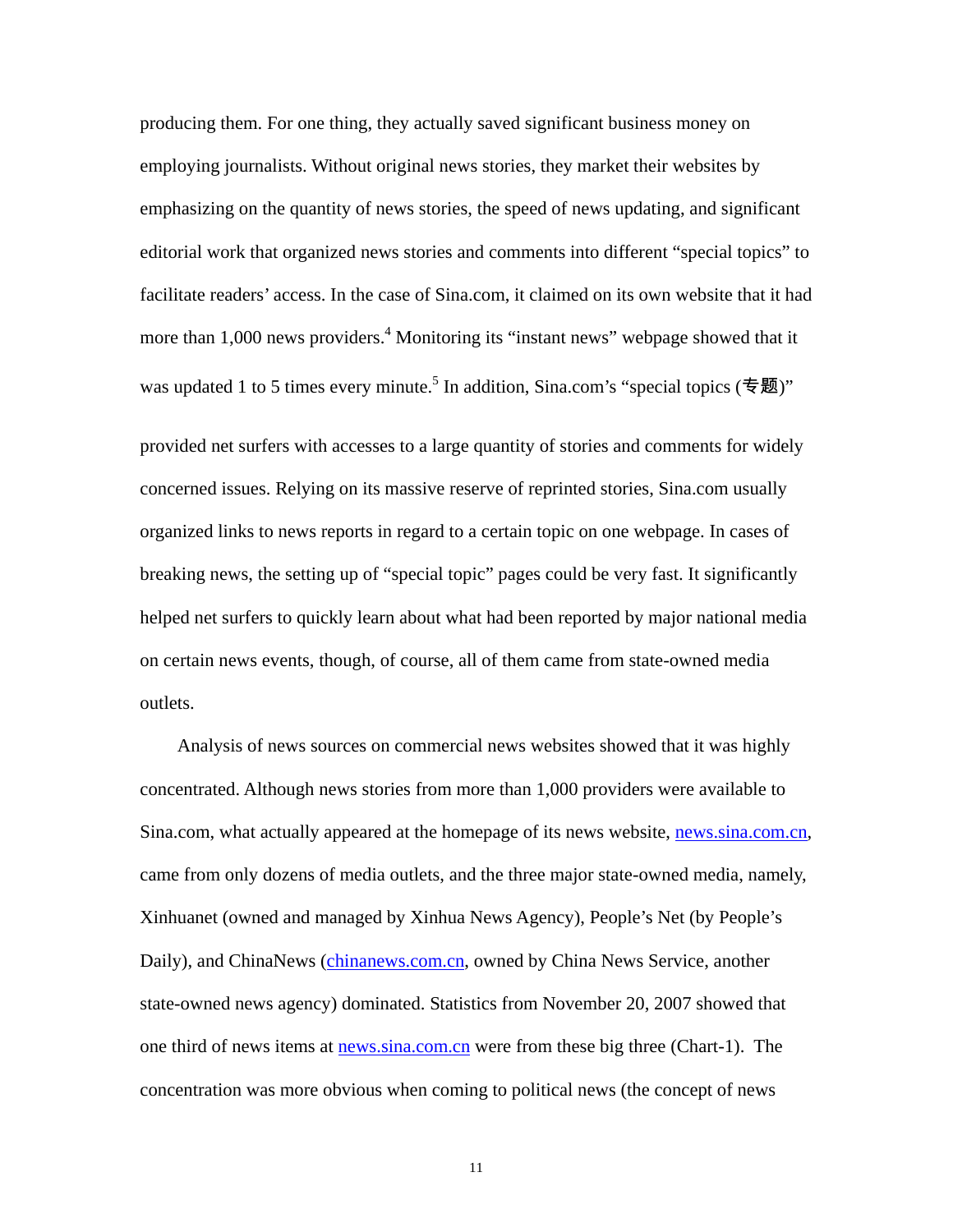producing them. For one thing, they actually saved significant business money on employing journalists. Without original news stories, they market their websites by emphasizing on the quantity of news stories, the speed of news updating, and significant editorial work that organized news stories and comments into different "special topics" to facilitate readers' access. In the case of Sina.com, it claimed on its own website that it had more than 1,000 news providers.[4] Monitoring its "instant news" webpage showed that it was updated 1 to 5 times every minute.[5] In addition, Sina.com's "special topics (专题)" provided net surfers with accesses to a large quantity of stories and comments for widely concerned issues. Relying on its massive reserve of reprinted stories, Sina.com usually organized links to news reports in regard to a certain topic on one webpage. In cases of breaking news, the setting up of "special topic" pages could be very fast. It significantly helped net surfers to quickly learn about what had been reported by major national media on certain news events, though, of course, all of them came from state-owned media outlets.

Analysis of news sources on commercial news websites showed that it was highly concentrated. Although news stories from more than 1,000 providers were available to Sina.com, what actually appeared at the homepage of its news website, news.sina.com.cn, came from only dozens of media outlets, and the three major state-owned media, namely, Xinhuanet (owned and managed by Xinhua News Agency), People's Net (by People's Daily), and ChinaNews (chinanews.com.cn, owned by China News Service, another state-owned news agency) dominated. Statistics from November 20, 2007 showed that one third of news items at news.sina.com.cn were from these big three (Chart-1). The concentration was more obvious when coming to political news (the concept of news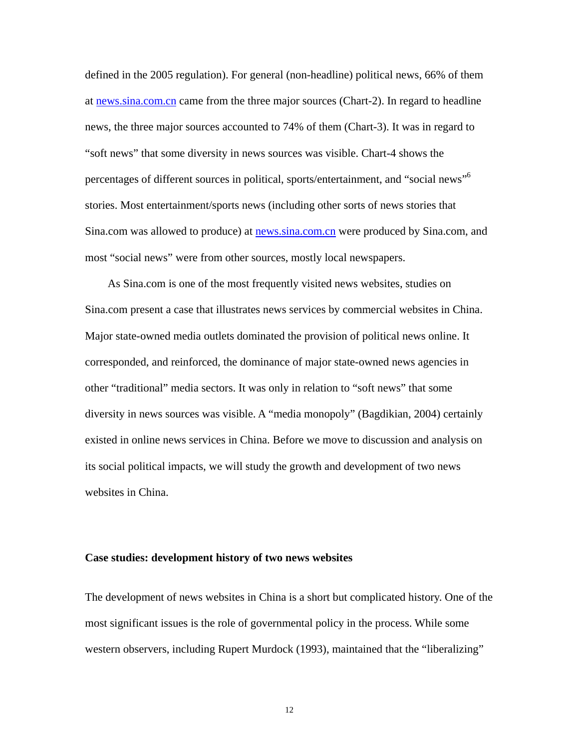defined in the 2005 regulation). For general (non-headline) political news, 66% of them at news.sina.com.cn came from the three major sources (Chart-2). In regard to headline news, the three major sources accounted to 74% of them (Chart-3). It was in regard to "soft news" that some diversity in news sources was visible. Chart-4 shows the percentages of different sources in political, sports/entertainment, and "social news"[6] stories. Most entertainment/sports news (including other sorts of news stories that Sina.com was allowed to produce) at news.sina.com.cn were produced by Sina.com, and most "social news" were from other sources, mostly local newspapers.

As Sina.com is one of the most frequently visited news websites, studies on Sina.com present a case that illustrates news services by commercial websites in China. Major state-owned media outlets dominated the provision of political news online. It corresponded, and reinforced, the dominance of major state-owned news agencies in other "traditional" media sectors. It was only in relation to "soft news" that some diversity in news sources was visible. A "media monopoly" (Bagdikian, 2004) certainly existed in online news services in China. Before we move to discussion and analysis on its social political impacts, we will study the growth and development of two news websites in China.

**Case studies: development history of two news websites**

The development of news websites in China is a short but complicated history. One of the most significant issues is the role of governmental policy in the process. While some western observers, including Rupert Murdock (1993), maintained that the "liberalizing"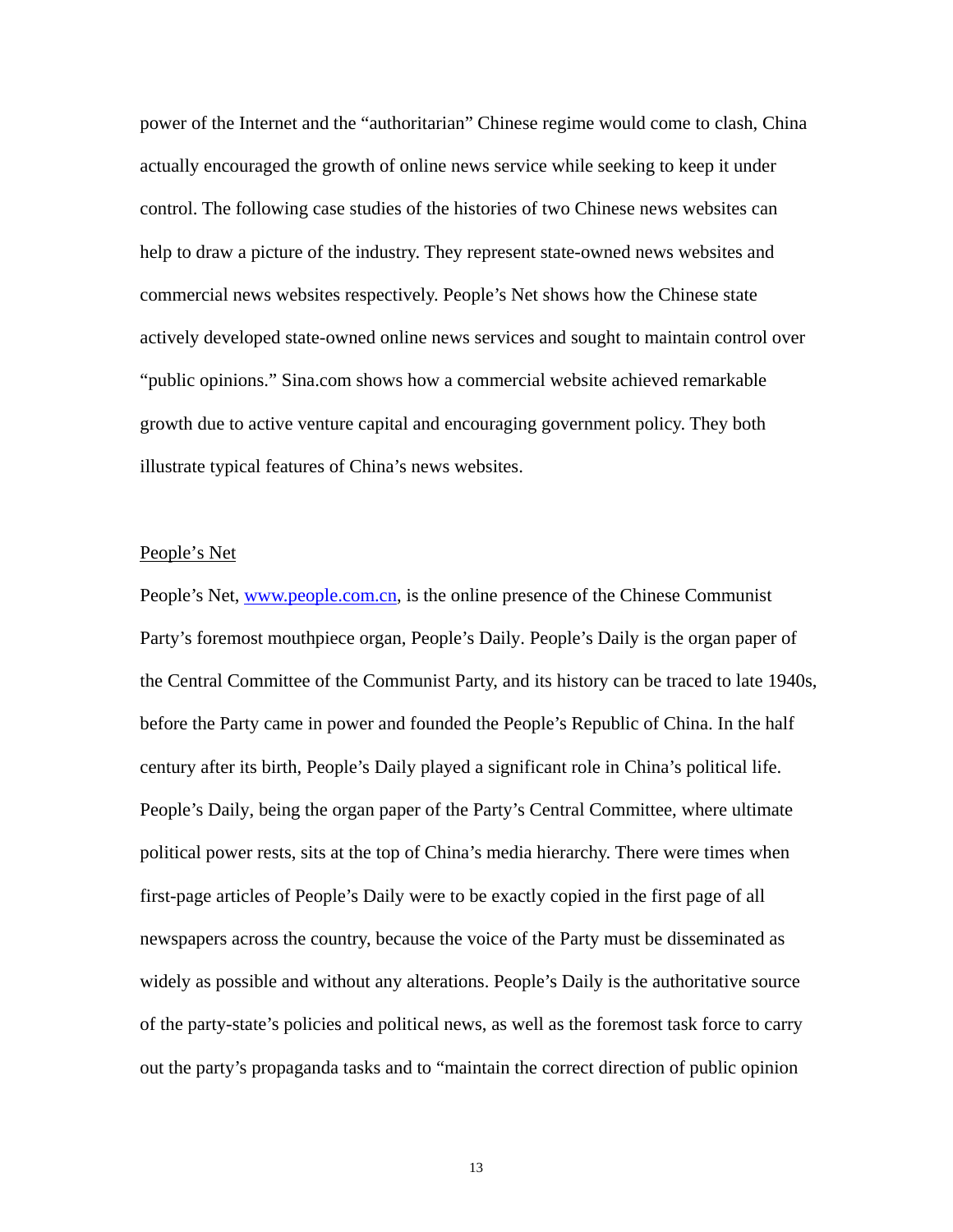power of the Internet and the "authoritarian" Chinese regime would come to clash, China actually encouraged the growth of online news service while seeking to keep it under control. The following case studies of the histories of two Chinese news websites can help to draw a picture of the industry. They represent state-owned news websites and commercial news websites respectively. People's Net shows how the Chinese state actively developed state-owned online news services and sought to maintain control over "public opinions." Sina.com shows how a commercial website achieved remarkable growth due to active venture capital and encouraging government policy. They both illustrate typical features of China's news websites.

<u>People's Net</u>

People's Net, [www.people.com.cn](http://www.people.com.cn), is the online presence of the Chinese Communist Party's foremost mouthpiece organ, People's Daily. People's Daily is the organ paper of the Central Committee of the Communist Party, and its history can be traced to late 1940s, before the Party came in power and founded the People's Republic of China. In the half century after its birth, People's Daily played a significant role in China's political life. People's Daily, being the organ paper of the Party's Central Committee, where ultimate political power rests, sits at the top of China's media hierarchy. There were times when first-page articles of People's Daily were to be exactly copied in the first page of all newspapers across the country, because the voice of the Party must be disseminated as widely as possible and without any alterations. People's Daily is the authoritative source of the party-state's policies and political news, as well as the foremost task force to carry out the party's propaganda tasks and to "maintain the correct direction of public opinion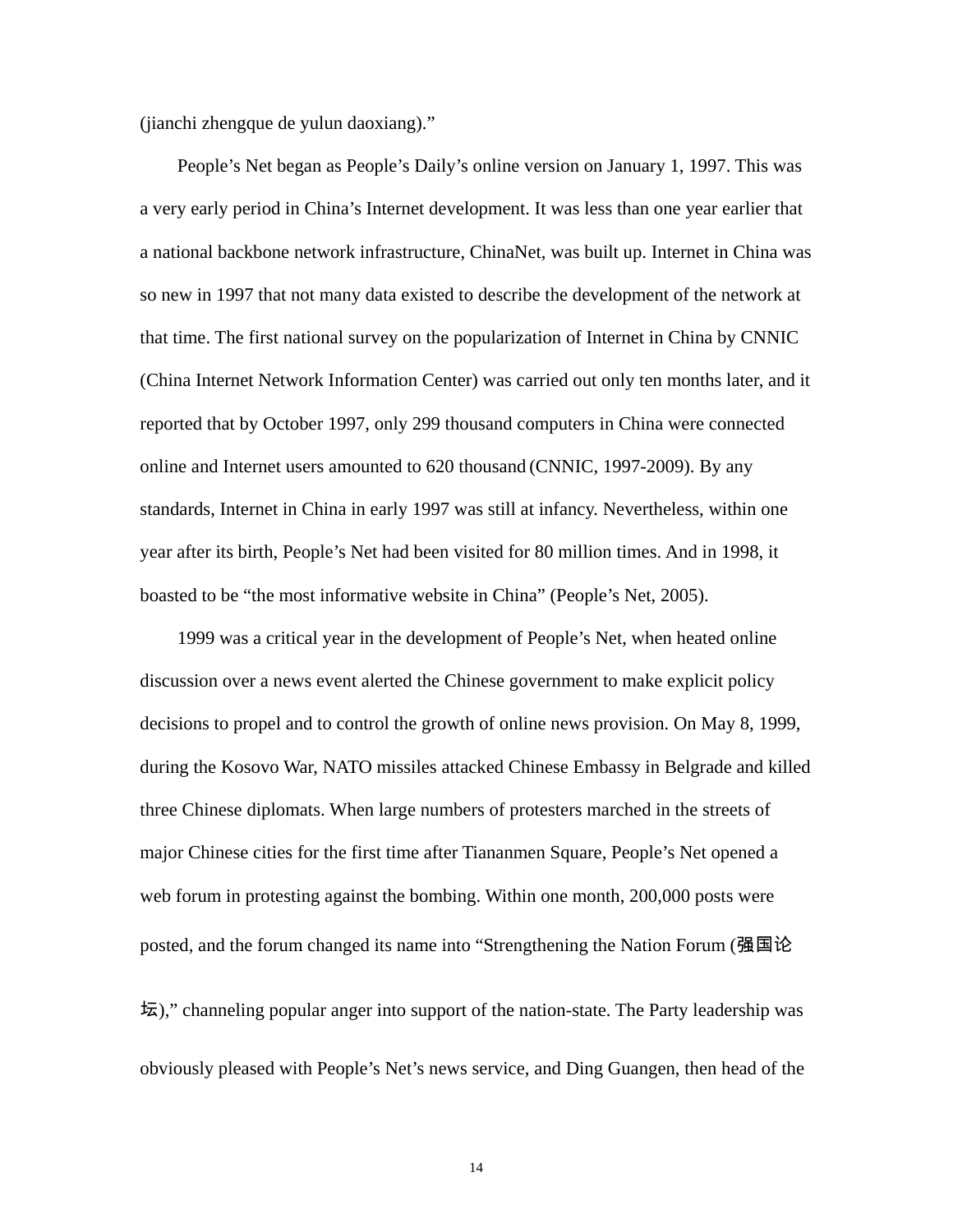(jianchi zhengque de yulun daoxiang)."

People's Net began as People's Daily's online version on January 1, 1997. This was a very early period in China's Internet development. It was less than one year earlier that a national backbone network infrastructure, ChinaNet, was built up. Internet in China was so new in 1997 that not many data existed to describe the development of the network at that time. The first national survey on the popularization of Internet in China by CNNIC (China Internet Network Information Center) was carried out only ten months later, and it reported that by October 1997, only 299 thousand computers in China were connected online and Internet users amounted to 620 thousand (CNNIC, 1997-2009). By any standards, Internet in China in early 1997 was still at infancy. Nevertheless, within one year after its birth, People's Net had been visited for 80 million times. And in 1998, it boasted to be "the most informative website in China" (People's Net, 2005).

1999 was a critical year in the development of People's Net, when heated online discussion over a news event alerted the Chinese government to make explicit policy decisions to propel and to control the growth of online news provision. On May 8, 1999, during the Kosovo War, NATO missiles attacked Chinese Embassy in Belgrade and killed three Chinese diplomats. When large numbers of protesters marched in the streets of major Chinese cities for the first time after Tiananmen Square, People's Net opened a web forum in protesting against the bombing. Within one month, 200,000 posts were posted, and the forum changed its name into "Strengthening the Nation Forum (强国论坛)," channeling popular anger into support of the nation-state. The Party leadership was obviously pleased with People's Net's news service, and Ding Guangen, then head of the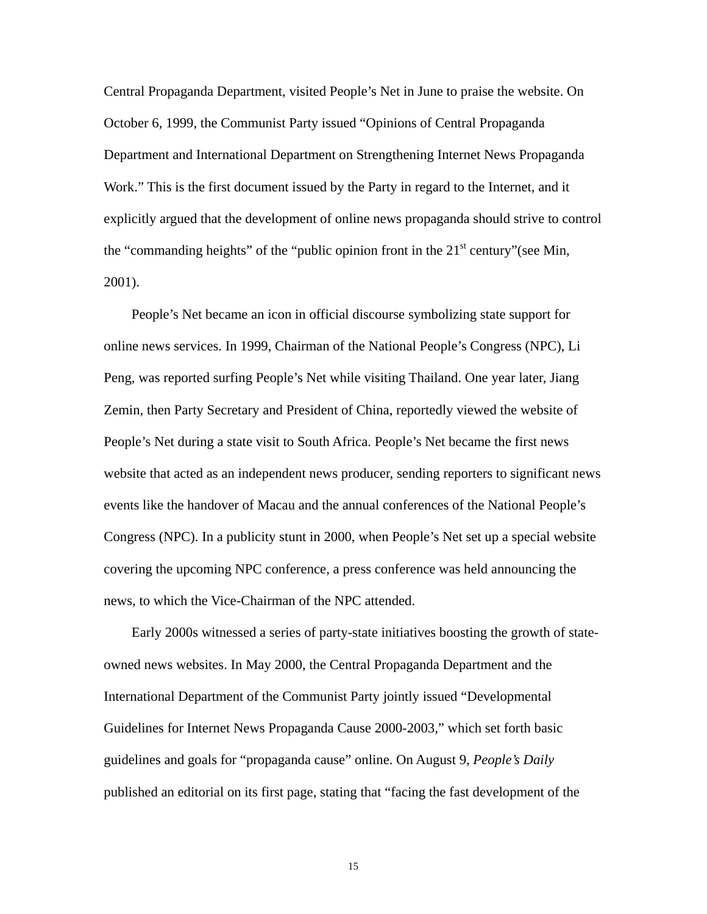Central Propaganda Department, visited People's Net in June to praise the website. On October 6, 1999, the Communist Party issued "Opinions of Central Propaganda Department and International Department on Strengthening Internet News Propaganda Work." This is the first document issued by the Party in regard to the Internet, and it explicitly argued that the development of online news propaganda should strive to control the "commanding heights" of the "public opinion front in the 21st century"(see Min, 2001).

People's Net became an icon in official discourse symbolizing state support for online news services. In 1999, Chairman of the National People's Congress (NPC), Li Peng, was reported surfing People's Net while visiting Thailand. One year later, Jiang Zemin, then Party Secretary and President of China, reportedly viewed the website of People's Net during a state visit to South Africa. People's Net became the first news website that acted as an independent news producer, sending reporters to significant news events like the handover of Macau and the annual conferences of the National People's Congress (NPC). In a publicity stunt in 2000, when People's Net set up a special website covering the upcoming NPC conference, a press conference was held announcing the news, to which the Vice-Chairman of the NPC attended.

Early 2000s witnessed a series of party-state initiatives boosting the growth of state-owned news websites. In May 2000, the Central Propaganda Department and the International Department of the Communist Party jointly issued "Developmental Guidelines for Internet News Propaganda Cause 2000-2003," which set forth basic guidelines and goals for "propaganda cause" online. On August 9, *People's Daily* published an editorial on its first page, stating that "facing the fast development of the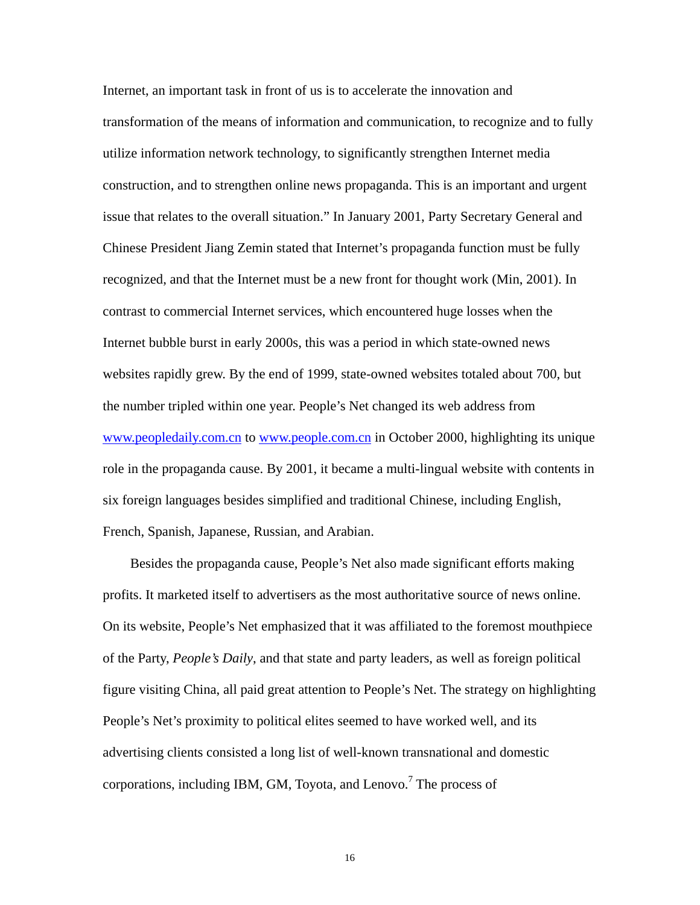Internet, an important task in front of us is to accelerate the innovation and transformation of the means of information and communication, to recognize and to fully utilize information network technology, to significantly strengthen Internet media construction, and to strengthen online news propaganda. This is an important and urgent issue that relates to the overall situation." In January 2001, Party Secretary General and Chinese President Jiang Zemin stated that Internet's propaganda function must be fully recognized, and that the Internet must be a new front for thought work (Min, 2001). In contrast to commercial Internet services, which encountered huge losses when the Internet bubble burst in early 2000s, this was a period in which state-owned news websites rapidly grew. By the end of 1999, state-owned websites totaled about 700, but the number tripled within one year. People's Net changed its web address from www.peopledaily.com.cn to www.people.com.cn in October 2000, highlighting its unique role in the propaganda cause. By 2001, it became a multi-lingual website with contents in six foreign languages besides simplified and traditional Chinese, including English, French, Spanish, Japanese, Russian, and Arabian.

Besides the propaganda cause, People's Net also made significant efforts making profits. It marketed itself to advertisers as the most authoritative source of news online. On its website, People's Net emphasized that it was affiliated to the foremost mouthpiece of the Party, *People's Daily*, and that state and party leaders, as well as foreign political figure visiting China, all paid great attention to People's Net. The strategy on highlighting People's Net's proximity to political elites seemed to have worked well, and its advertising clients consisted a long list of well-known transnational and domestic corporations, including IBM, GM, Toyota, and Lenovo.[7] The process of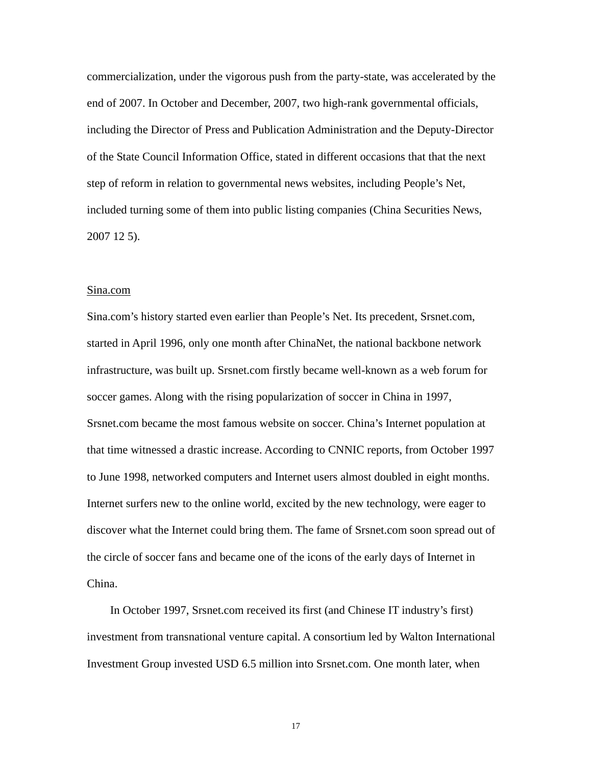commercialization, under the vigorous push from the party-state, was accelerated by the end of 2007. In October and December, 2007, two high-rank governmental officials, including the Director of Press and Publication Administration and the Deputy-Director of the State Council Information Office, stated in different occasions that that the next step of reform in relation to governmental news websites, including People's Net, included turning some of them into public listing companies (China Securities News, 2007 12 5).

<u>Sina.com</u>

Sina.com's history started even earlier than People's Net. Its precedent, Srsnet.com, started in April 1996, only one month after ChinaNet, the national backbone network infrastructure, was built up. Srsnet.com firstly became well-known as a web forum for soccer games. Along with the rising popularization of soccer in China in 1997, Srsnet.com became the most famous website on soccer. China's Internet population at that time witnessed a drastic increase. According to CNNIC reports, from October 1997 to June 1998, networked computers and Internet users almost doubled in eight months. Internet surfers new to the online world, excited by the new technology, were eager to discover what the Internet could bring them. The fame of Srsnet.com soon spread out of the circle of soccer fans and became one of the icons of the early days of Internet in China.

In October 1997, Srsnet.com received its first (and Chinese IT industry's first) investment from transnational venture capital. A consortium led by Walton International Investment Group invested USD 6.5 million into Srsnet.com. One month later, when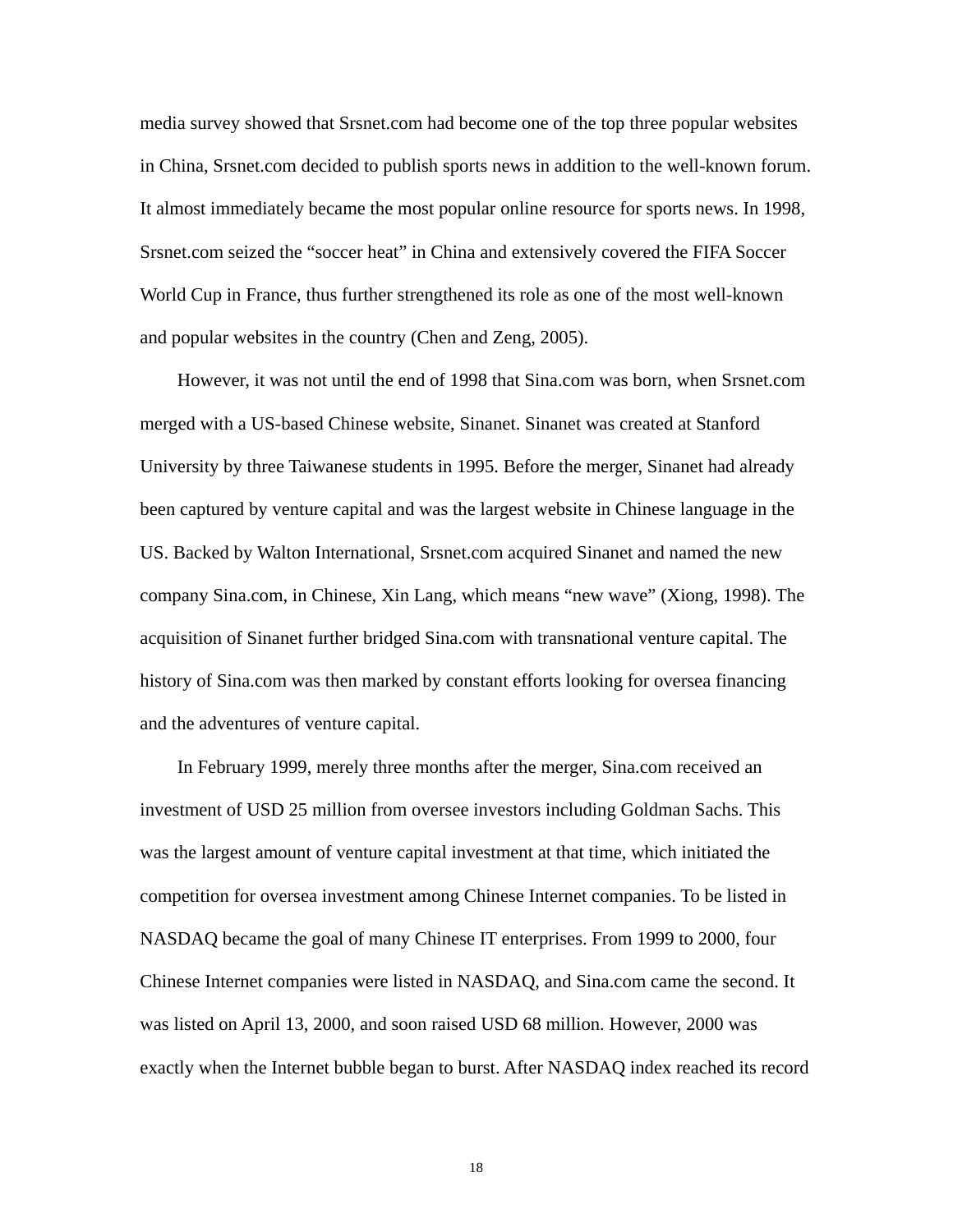media survey showed that Srsnet.com had become one of the top three popular websites in China, Srsnet.com decided to publish sports news in addition to the well-known forum. It almost immediately became the most popular online resource for sports news. In 1998, Srsnet.com seized the “soccer heat” in China and extensively covered the FIFA Soccer World Cup in France, thus further strengthened its role as one of the most well-known and popular websites in the country (Chen and Zeng, 2005).

However, it was not until the end of 1998 that Sina.com was born, when Srsnet.com merged with a US-based Chinese website, Sinanet. Sinanet was created at Stanford University by three Taiwanese students in 1995. Before the merger, Sinanet had already been captured by venture capital and was the largest website in Chinese language in the US. Backed by Walton International, Srsnet.com acquired Sinanet and named the new company Sina.com, in Chinese, Xin Lang, which means “new wave” (Xiong, 1998). The acquisition of Sinanet further bridged Sina.com with transnational venture capital. The history of Sina.com was then marked by constant efforts looking for oversea financing and the adventures of venture capital.

In February 1999, merely three months after the merger, Sina.com received an investment of USD 25 million from oversee investors including Goldman Sachs. This was the largest amount of venture capital investment at that time, which initiated the competition for oversea investment among Chinese Internet companies. To be listed in NASDAQ became the goal of many Chinese IT enterprises. From 1999 to 2000, four Chinese Internet companies were listed in NASDAQ, and Sina.com came the second. It was listed on April 13, 2000, and soon raised USD 68 million. However, 2000 was exactly when the Internet bubble began to burst. After NASDAQ index reached its record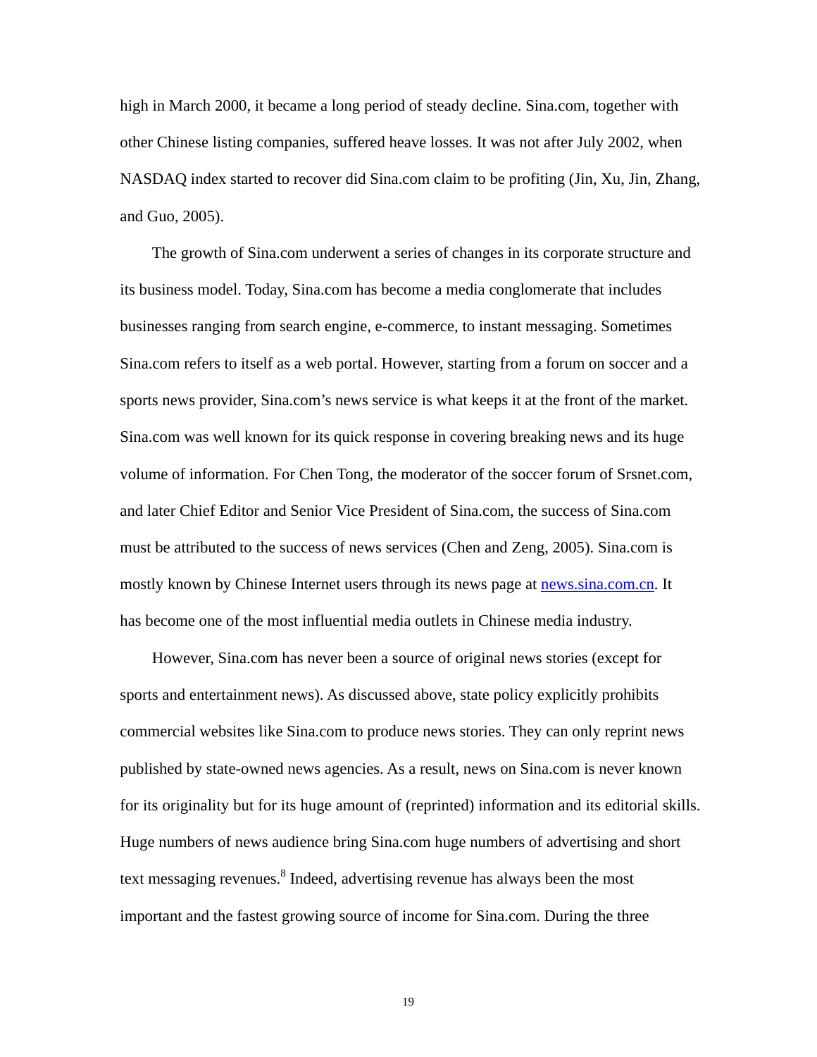high in March 2000, it became a long period of steady decline. Sina.com, together with other Chinese listing companies, suffered heave losses. It was not after July 2002, when NASDAQ index started to recover did Sina.com claim to be profiting (Jin, Xu, Jin, Zhang, and Guo, 2005).

The growth of Sina.com underwent a series of changes in its corporate structure and its business model. Today, Sina.com has become a media conglomerate that includes businesses ranging from search engine, e-commerce, to instant messaging. Sometimes Sina.com refers to itself as a web portal. However, starting from a forum on soccer and a sports news provider, Sina.com's news service is what keeps it at the front of the market. Sina.com was well known for its quick response in covering breaking news and its huge volume of information. For Chen Tong, the moderator of the soccer forum of Srsnet.com, and later Chief Editor and Senior Vice President of Sina.com, the success of Sina.com must be attributed to the success of news services (Chen and Zeng, 2005). Sina.com is mostly known by Chinese Internet users through its news page at news.sina.com.cn. It has become one of the most influential media outlets in Chinese media industry.

However, Sina.com has never been a source of original news stories (except for sports and entertainment news). As discussed above, state policy explicitly prohibits commercial websites like Sina.com to produce news stories. They can only reprint news published by state-owned news agencies. As a result, news on Sina.com is never known for its originality but for its huge amount of (reprinted) information and its editorial skills. Huge numbers of news audience bring Sina.com huge numbers of advertising and short text messaging revenues.[8] Indeed, advertising revenue has always been the most important and the fastest growing source of income for Sina.com. During the three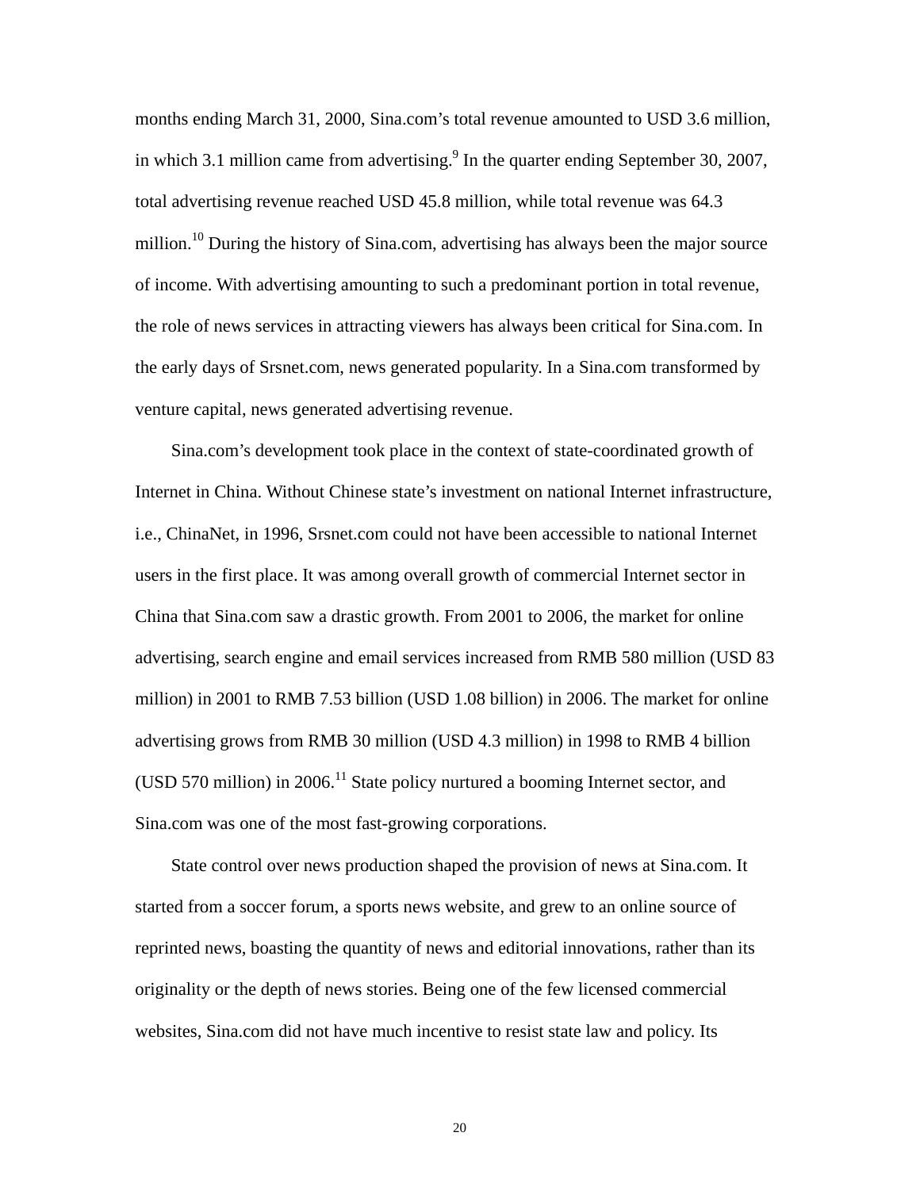months ending March 31, 2000, Sina.com's total revenue amounted to USD 3.6 million, in which 3.1 million came from advertising.[9] In the quarter ending September 30, 2007, total advertising revenue reached USD 45.8 million, while total revenue was 64.3 million.[10] During the history of Sina.com, advertising has always been the major source of income. With advertising amounting to such a predominant portion in total revenue, the role of news services in attracting viewers has always been critical for Sina.com. In the early days of Srsnet.com, news generated popularity. In a Sina.com transformed by venture capital, news generated advertising revenue.

Sina.com's development took place in the context of state-coordinated growth of Internet in China. Without Chinese state's investment on national Internet infrastructure, i.e., ChinaNet, in 1996, Srsnet.com could not have been accessible to national Internet users in the first place. It was among overall growth of commercial Internet sector in China that Sina.com saw a drastic growth. From 2001 to 2006, the market for online advertising, search engine and email services increased from RMB 580 million (USD 83 million) in 2001 to RMB 7.53 billion (USD 1.08 billion) in 2006. The market for online advertising grows from RMB 30 million (USD 4.3 million) in 1998 to RMB 4 billion (USD 570 million) in 2006.[11] State policy nurtured a booming Internet sector, and Sina.com was one of the most fast-growing corporations.

State control over news production shaped the provision of news at Sina.com. It started from a soccer forum, a sports news website, and grew to an online source of reprinted news, boasting the quantity of news and editorial innovations, rather than its originality or the depth of news stories. Being one of the few licensed commercial websites, Sina.com did not have much incentive to resist state law and policy. Its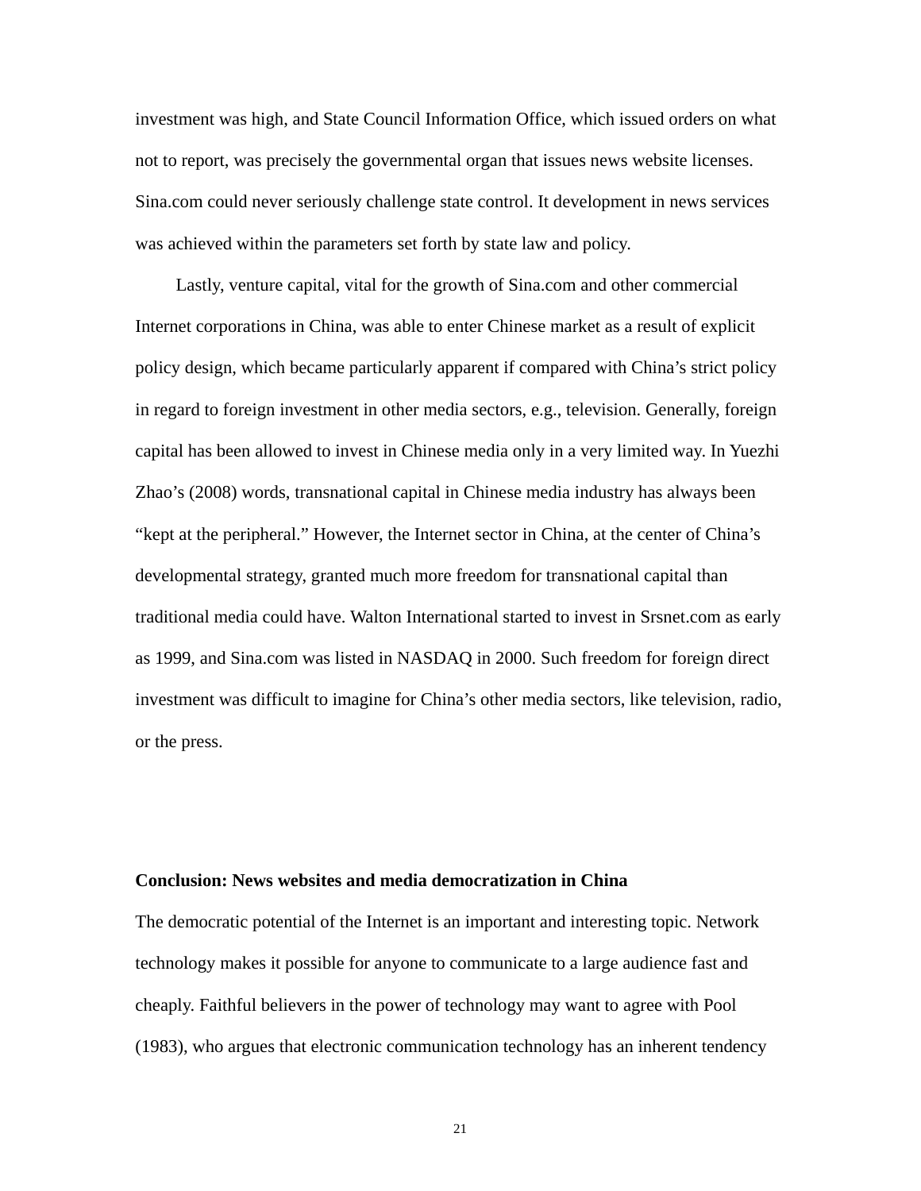investment was high, and State Council Information Office, which issued orders on what not to report, was precisely the governmental organ that issues news website licenses. Sina.com could never seriously challenge state control. It development in news services was achieved within the parameters set forth by state law and policy.

Lastly, venture capital, vital for the growth of Sina.com and other commercial Internet corporations in China, was able to enter Chinese market as a result of explicit policy design, which became particularly apparent if compared with China's strict policy in regard to foreign investment in other media sectors, e.g., television. Generally, foreign capital has been allowed to invest in Chinese media only in a very limited way. In Yuezhi Zhao's (2008) words, transnational capital in Chinese media industry has always been "kept at the peripheral." However, the Internet sector in China, at the center of China's developmental strategy, granted much more freedom for transnational capital than traditional media could have. Walton International started to invest in Srsnet.com as early as 1999, and Sina.com was listed in NASDAQ in 2000. Such freedom for foreign direct investment was difficult to imagine for China's other media sectors, like television, radio, or the press.

**Conclusion: News websites and media democratization in China**

The democratic potential of the Internet is an important and interesting topic. Network technology makes it possible for anyone to communicate to a large audience fast and cheaply. Faithful believers in the power of technology may want to agree with Pool (1983), who argues that electronic communication technology has an inherent tendency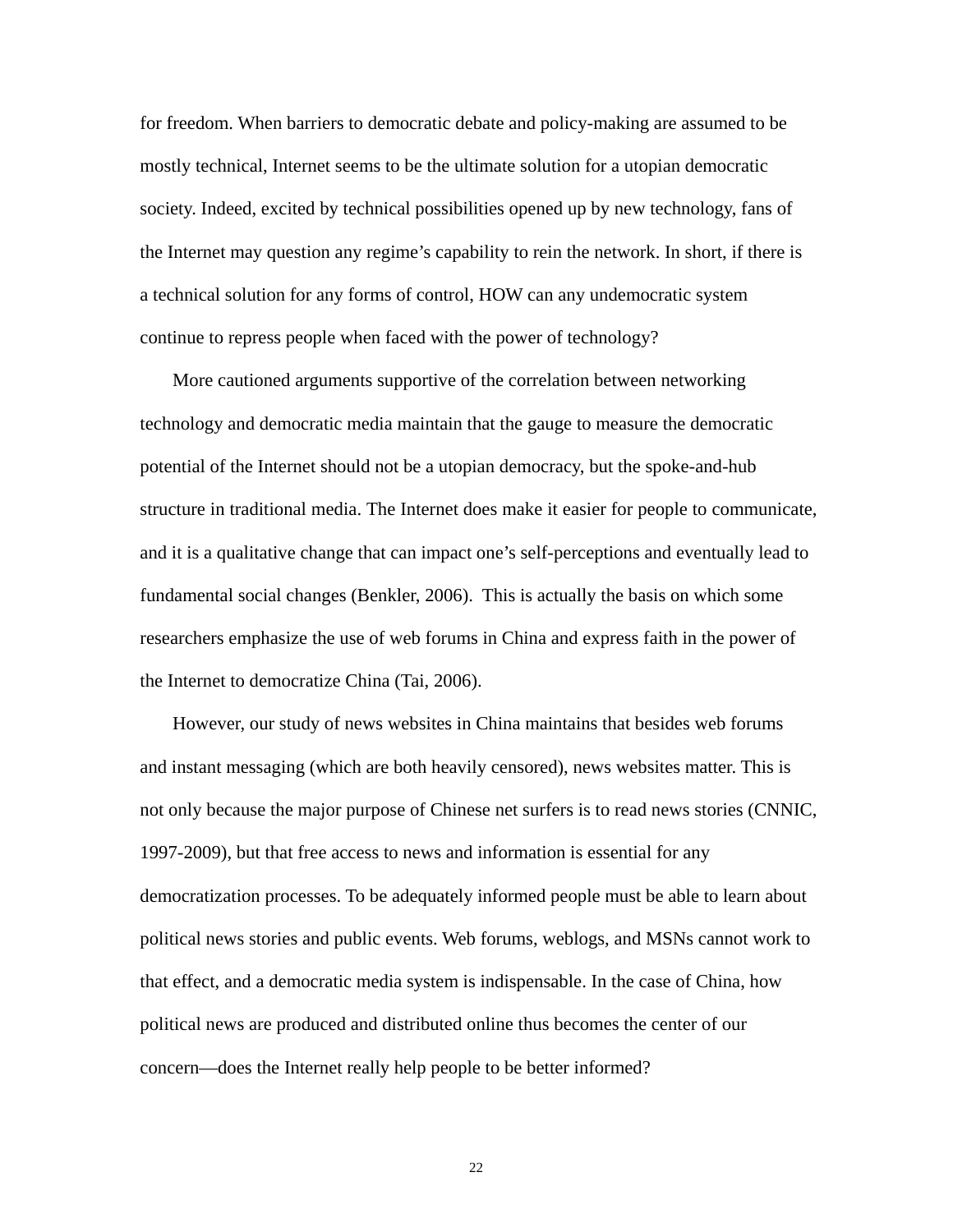for freedom. When barriers to democratic debate and policy-making are assumed to be mostly technical, Internet seems to be the ultimate solution for a utopian democratic society. Indeed, excited by technical possibilities opened up by new technology, fans of the Internet may question any regime's capability to rein the network. In short, if there is a technical solution for any forms of control, HOW can any undemocratic system continue to repress people when faced with the power of technology?

More cautioned arguments supportive of the correlation between networking technology and democratic media maintain that the gauge to measure the democratic potential of the Internet should not be a utopian democracy, but the spoke-and-hub structure in traditional media. The Internet does make it easier for people to communicate, and it is a qualitative change that can impact one's self-perceptions and eventually lead to fundamental social changes (Benkler, 2006). This is actually the basis on which some researchers emphasize the use of web forums in China and express faith in the power of the Internet to democratize China (Tai, 2006).

However, our study of news websites in China maintains that besides web forums and instant messaging (which are both heavily censored), news websites matter. This is not only because the major purpose of Chinese net surfers is to read news stories (CNNIC, 1997-2009), but that free access to news and information is essential for any democratization processes. To be adequately informed people must be able to learn about political news stories and public events. Web forums, weblogs, and MSNs cannot work to that effect, and a democratic media system is indispensable. In the case of China, how political news are produced and distributed online thus becomes the center of our concern—does the Internet really help people to be better informed?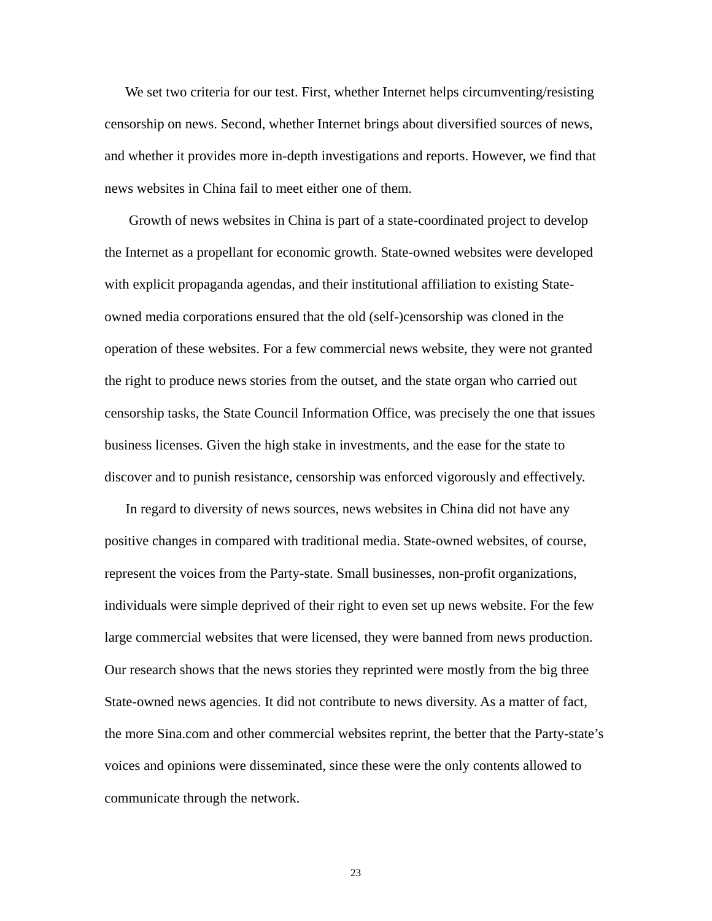We set two criteria for our test. First, whether Internet helps circumventing/resisting censorship on news. Second, whether Internet brings about diversified sources of news, and whether it provides more in-depth investigations and reports. However, we find that news websites in China fail to meet either one of them.

Growth of news websites in China is part of a state-coordinated project to develop the Internet as a propellant for economic growth. State-owned websites were developed with explicit propaganda agendas, and their institutional affiliation to existing State-owned media corporations ensured that the old (self-)censorship was cloned in the operation of these websites. For a few commercial news website, they were not granted the right to produce news stories from the outset, and the state organ who carried out censorship tasks, the State Council Information Office, was precisely the one that issues business licenses. Given the high stake in investments, and the ease for the state to discover and to punish resistance, censorship was enforced vigorously and effectively.

In regard to diversity of news sources, news websites in China did not have any positive changes in compared with traditional media. State-owned websites, of course, represent the voices from the Party-state. Small businesses, non-profit organizations, individuals were simple deprived of their right to even set up news website. For the few large commercial websites that were licensed, they were banned from news production. Our research shows that the news stories they reprinted were mostly from the big three State-owned news agencies. It did not contribute to news diversity. As a matter of fact, the more Sina.com and other commercial websites reprint, the better that the Party-state's voices and opinions were disseminated, since these were the only contents allowed to communicate through the network.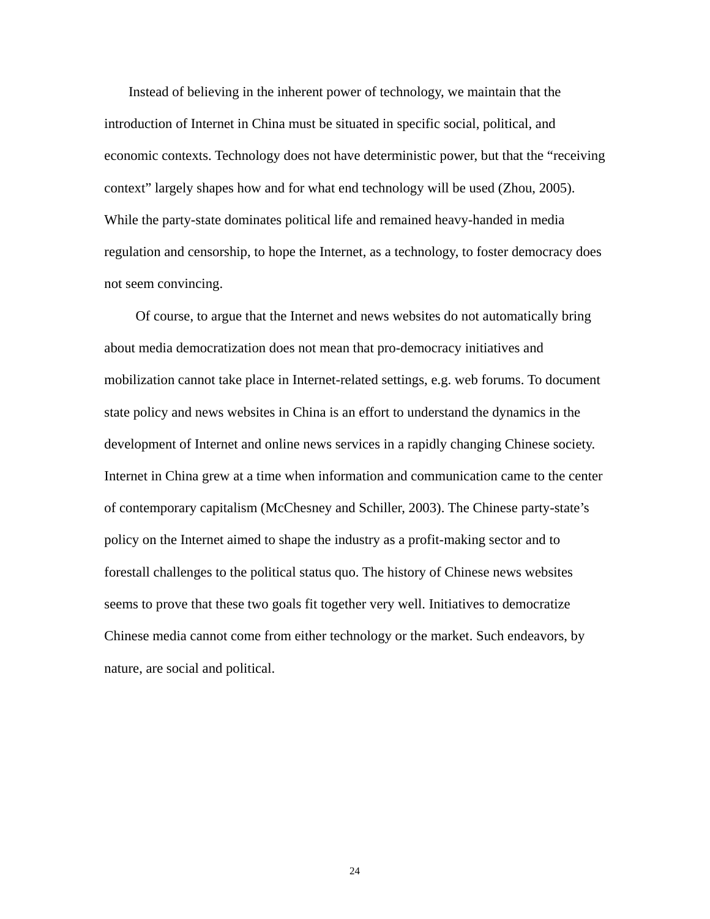Instead of believing in the inherent power of technology, we maintain that the introduction of Internet in China must be situated in specific social, political, and economic contexts. Technology does not have deterministic power, but that the "receiving context" largely shapes how and for what end technology will be used (Zhou, 2005). While the party-state dominates political life and remained heavy-handed in media regulation and censorship, to hope the Internet, as a technology, to foster democracy does not seem convincing.

Of course, to argue that the Internet and news websites do not automatically bring about media democratization does not mean that pro-democracy initiatives and mobilization cannot take place in Internet-related settings, e.g. web forums. To document state policy and news websites in China is an effort to understand the dynamics in the development of Internet and online news services in a rapidly changing Chinese society. Internet in China grew at a time when information and communication came to the center of contemporary capitalism (McChesney and Schiller, 2003). The Chinese party-state's policy on the Internet aimed to shape the industry as a profit-making sector and to forestall challenges to the political status quo. The history of Chinese news websites seems to prove that these two goals fit together very well. Initiatives to democratize Chinese media cannot come from either technology or the market. Such endeavors, by nature, are social and political.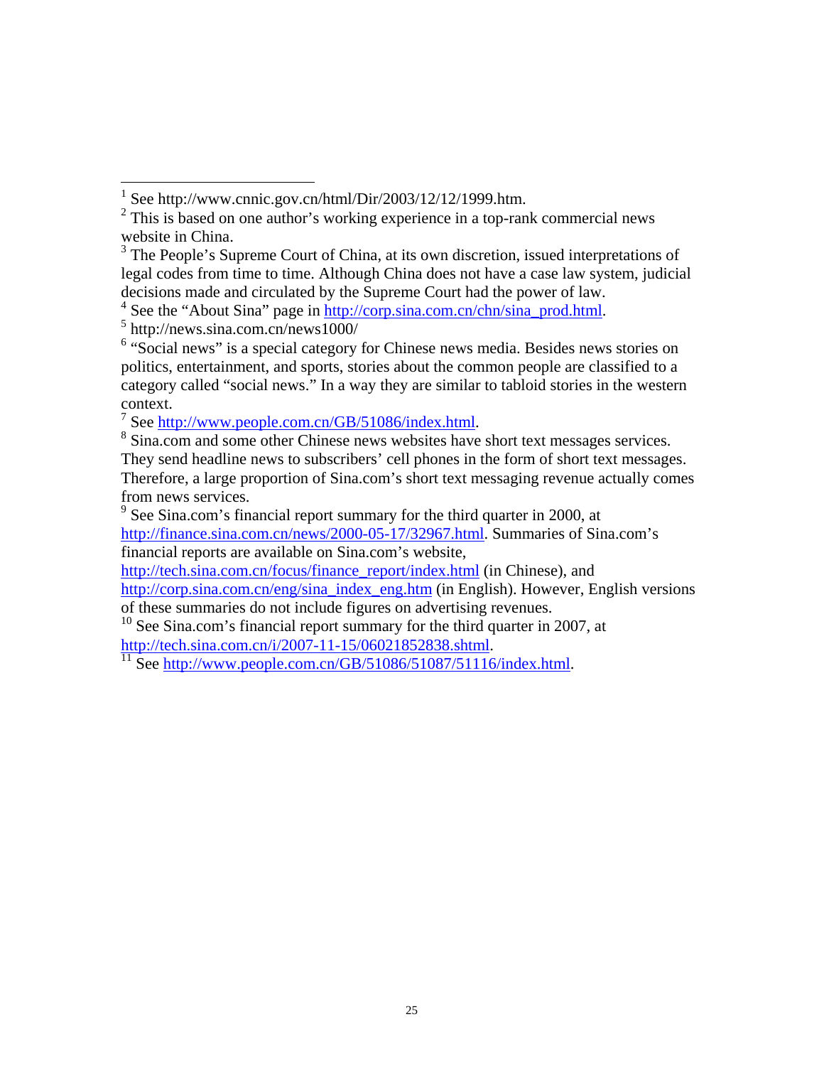[1] See http://www.cnnic.gov.cn/html/Dir/2003/12/12/1999.htm.

[2] This is based on one author's working experience in a top-rank commercial news website in China.

[3] The People's Supreme Court of China, at its own discretion, issued interpretations of legal codes from time to time. Although China does not have a case law system, judicial decisions made and circulated by the Supreme Court had the power of law.

[4] See the "About Sina" page in http://corp.sina.com.cn/chn/sina_prod.html.

[5] http://news.sina.com.cn/news1000/

[6] "Social news" is a special category for Chinese news media. Besides news stories on politics, entertainment, and sports, stories about the common people are classified to a category called "social news." In a way they are similar to tabloid stories in the western context.

[7] See http://www.people.com.cn/GB/51086/index.html.

[8] Sina.com and some other Chinese news websites have short text messages services. They send headline news to subscribers' cell phones in the form of short text messages. Therefore, a large proportion of Sina.com's short text messaging revenue actually comes from news services.

[9] See Sina.com's financial report summary for the third quarter in 2000, at http://finance.sina.com.cn/news/2000-05-17/32967.html. Summaries of Sina.com's financial reports are available on Sina.com's website, http://tech.sina.com.cn/focus/finance_report/index.html (in Chinese), and http://corp.sina.com.cn/eng/sina_index_eng.htm (in English). However, English versions of these summaries do not include figures on advertising revenues.

[10] See Sina.com's financial report summary for the third quarter in 2007, at http://tech.sina.com.cn/i/2007-11-15/06021852838.shtml.

[11] See http://www.people.com.cn/GB/51086/51087/51116/index.html.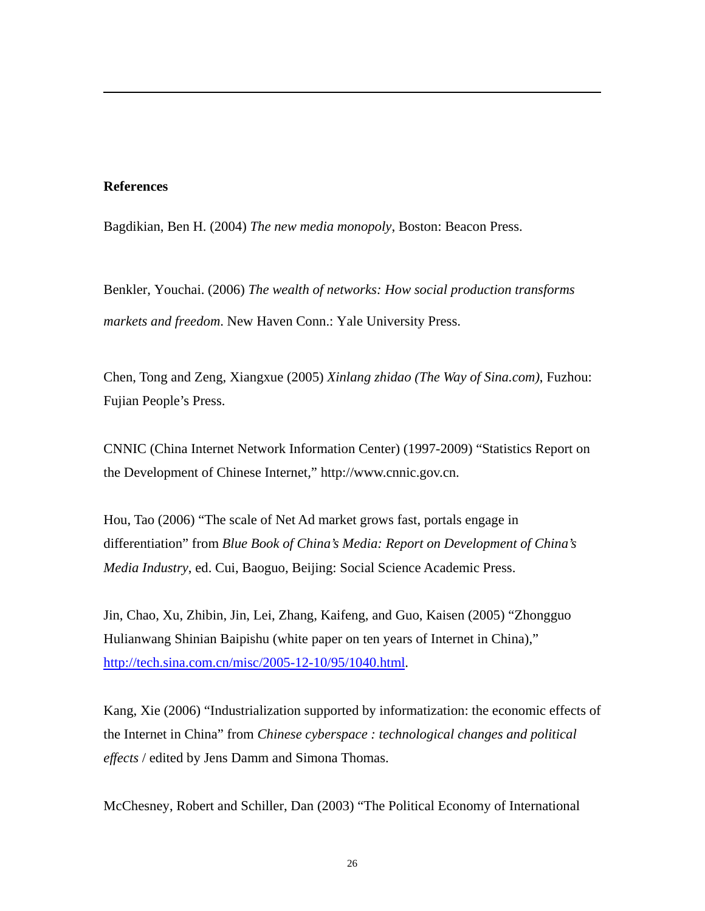**References**

Bagdikian, Ben H. (2004) *The new media monopoly*, Boston: Beacon Press.

Benkler, Youchai. (2006) *The wealth of networks: How social production transforms markets and freedom*. New Haven Conn.: Yale University Press.

Chen, Tong and Zeng, Xiangxue (2005) *Xinlang zhidao (The Way of Sina.com)*, Fuzhou: Fujian People's Press.

CNNIC (China Internet Network Information Center) (1997-2009) "Statistics Report on the Development of Chinese Internet," http://www.cnnic.gov.cn.

Hou, Tao (2006) "The scale of Net Ad market grows fast, portals engage in differentiation" from *Blue Book of China's Media: Report on Development of China's Media Industry*, ed. Cui, Baoguo, Beijing: Social Science Academic Press.

Jin, Chao, Xu, Zhibin, Jin, Lei, Zhang, Kaifeng, and Guo, Kaisen (2005) "Zhongguo Hulianwang Shinian Baipishu (white paper on ten years of Internet in China)," http://tech.sina.com.cn/misc/2005-12-10/95/1040.html.

Kang, Xie (2006) "Industrialization supported by informatization: the economic effects of the Internet in China" from *Chinese cyberspace : technological changes and political effects* / edited by Jens Damm and Simona Thomas.

McChesney, Robert and Schiller, Dan (2003) "The Political Economy of International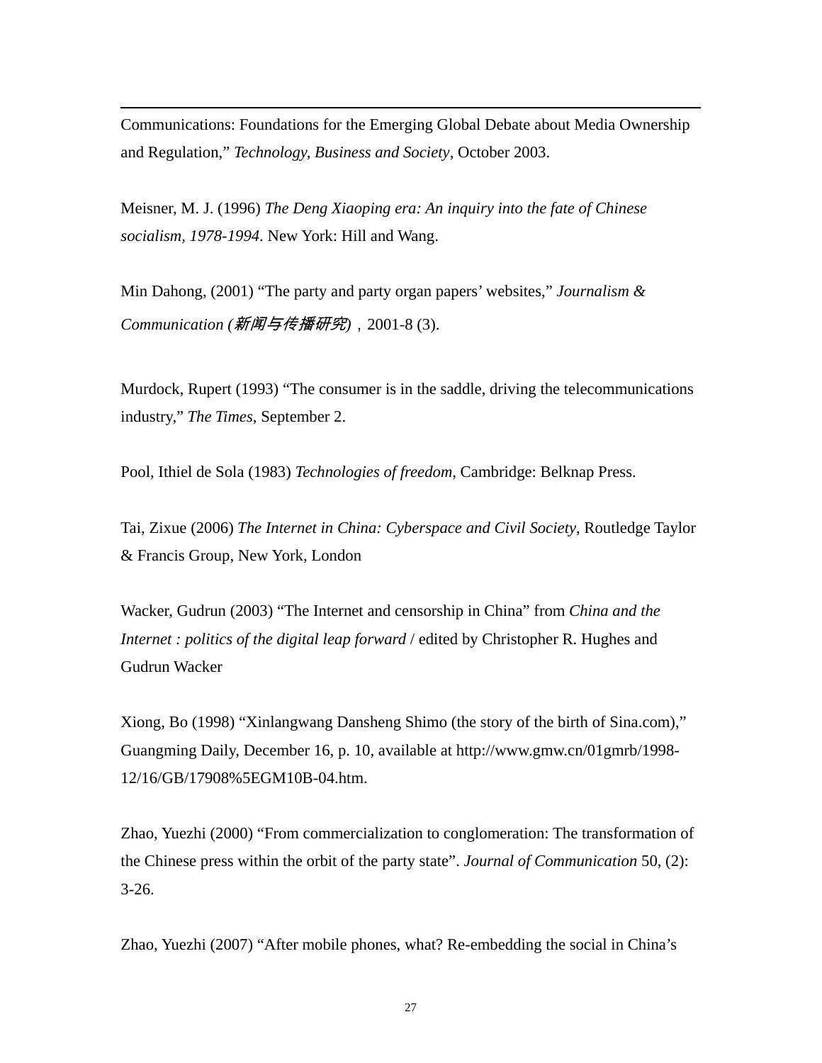Communications: Foundations for the Emerging Global Debate about Media Ownership and Regulation," *Technology, Business and Society*, October 2003.

Meisner, M. J. (1996) *The Deng Xiaoping era: An inquiry into the fate of Chinese socialism, 1978-1994*. New York: Hill and Wang.

Min Dahong, (2001) "The party and party organ papers' websites," *Journalism & Communication (新闻与传播研究)*，2001-8 (3).

Murdock, Rupert (1993) "The consumer is in the saddle, driving the telecommunications industry," *The Times*, September 2.

Pool, Ithiel de Sola (1983) *Technologies of freedom*, Cambridge: Belknap Press.

Tai, Zixue (2006) *The Internet in China: Cyberspace and Civil Society*, Routledge Taylor & Francis Group, New York, London

Wacker, Gudrun (2003) "The Internet and censorship in China" from *China and the Internet : politics of the digital leap forward* / edited by Christopher R. Hughes and Gudrun Wacker

Xiong, Bo (1998) "Xinlangwang Dansheng Shimo (the story of the birth of Sina.com)," Guangming Daily, December 16, p. 10, available at http://www.gmw.cn/01gmrb/1998-12/16/GB/17908%5EGM10B-04.htm.

Zhao, Yuezhi (2000) "From commercialization to conglomeration: The transformation of the Chinese press within the orbit of the party state". *Journal of Communication* 50, (2): 3-26.

Zhao, Yuezhi (2007) "After mobile phones, what? Re-embedding the social in China's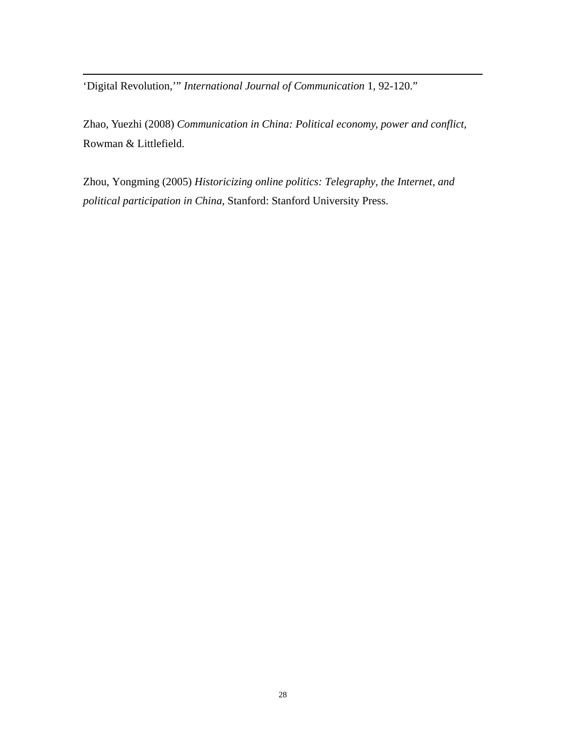'Digital Revolution,'" *International Journal of Communication* 1, 92-120."

Zhao, Yuezhi (2008) *Communication in China: Political economy, power and conflict*, Rowman & Littlefield.

Zhou, Yongming (2005) *Historicizing online politics: Telegraphy, the Internet, and political participation in China*, Stanford: Stanford University Press.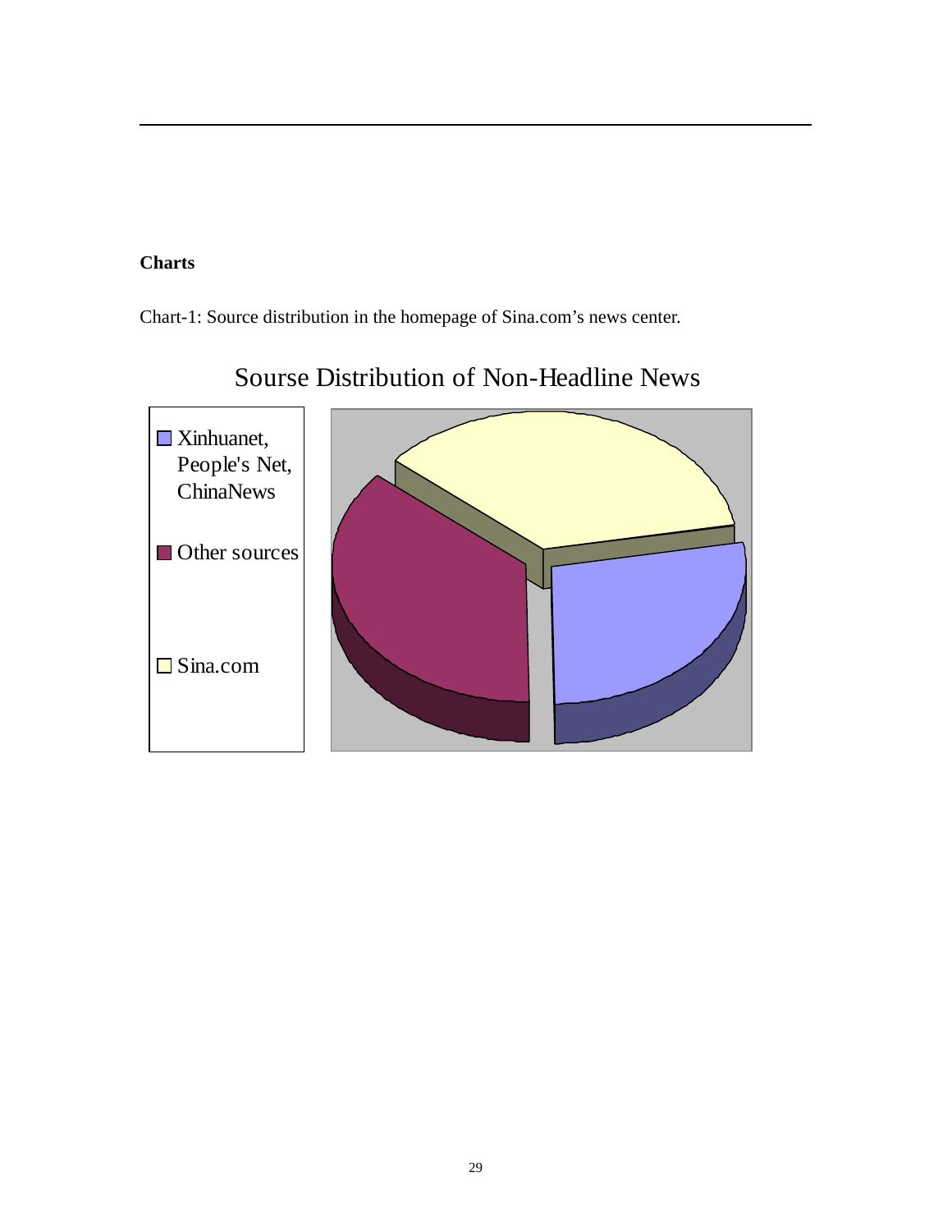**Charts**

Chart-1: Source distribution in the homepage of Sina.com's news center.

Sourse Distribution of Non-Headline News

- Xinhuanet, People's Net, ChinaNews
- Other sources
- Sina.com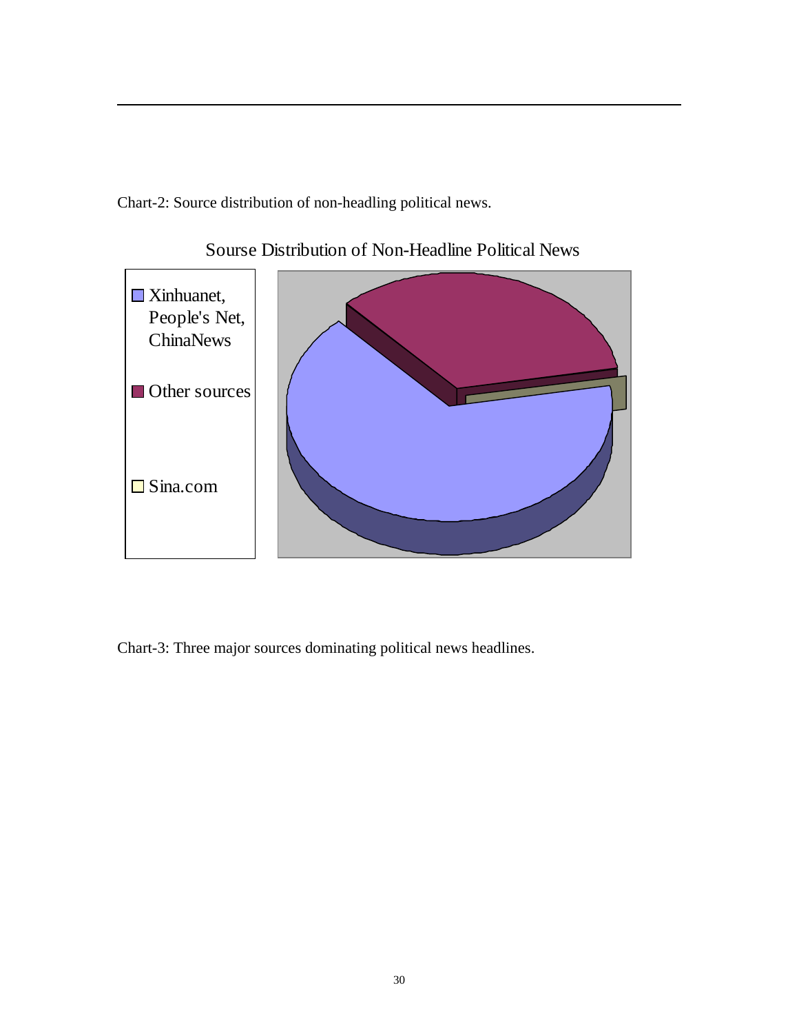Chart-2: Source distribution of non-headling political news.

Sourse Distribution of Non-Headline Political News

- Xinhuanet, People's Net, ChinaNews
- Other sources
- Sina.com

Chart-3: Three major sources dominating political news headlines.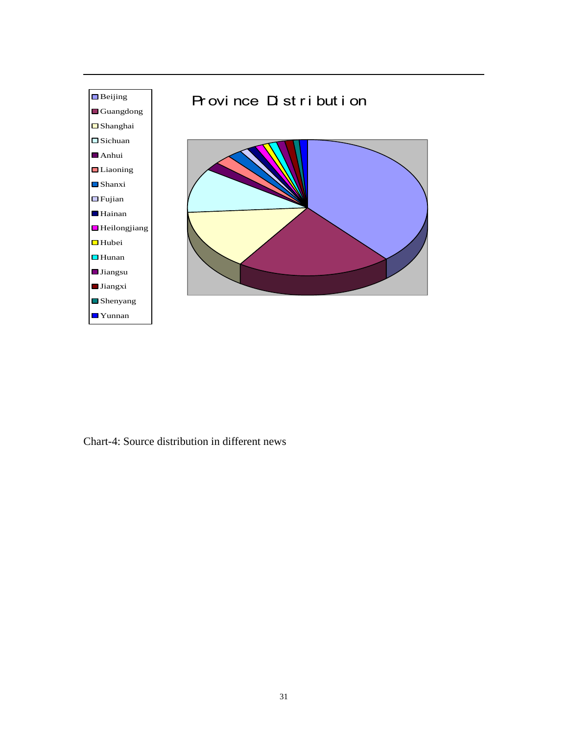**Province Distribution**

- Beijing
- Guangdong
- Shanghai
- Sichuan
- Anhui
- Liaoning
- Shanxi
- Fujian
- Hainan
- Heilongjiang
- Hubei
- Hunan
- Jiangsu
- Jiangxi
- Shenyang
- Yunnan

Chart-4: Source distribution in different news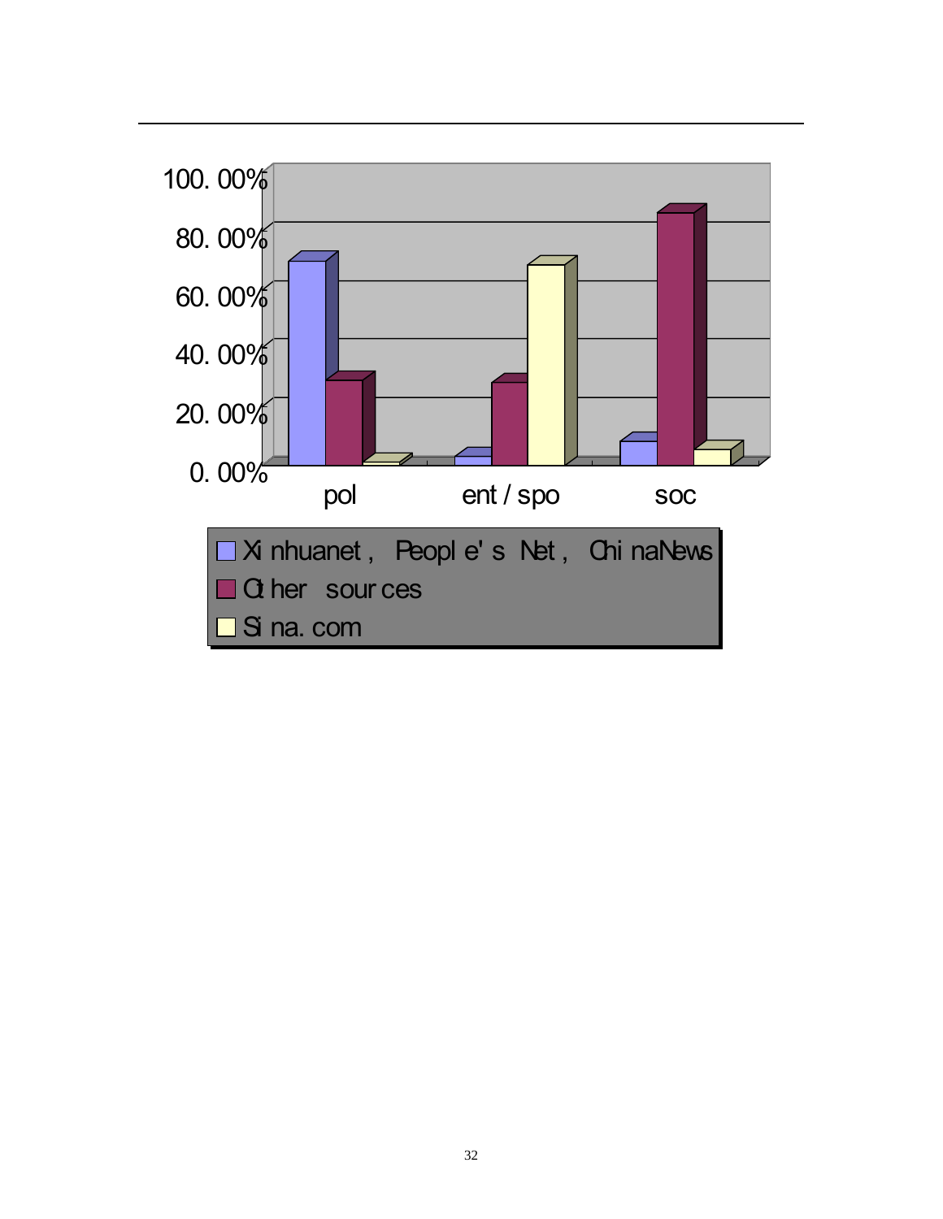100.00%
80.00%
60.00%
40.00%
20.00%
0.00%

pol
ent / spo
soc

Xinhuanet, People's Net, ChinaNews
Other sources
Sina.com